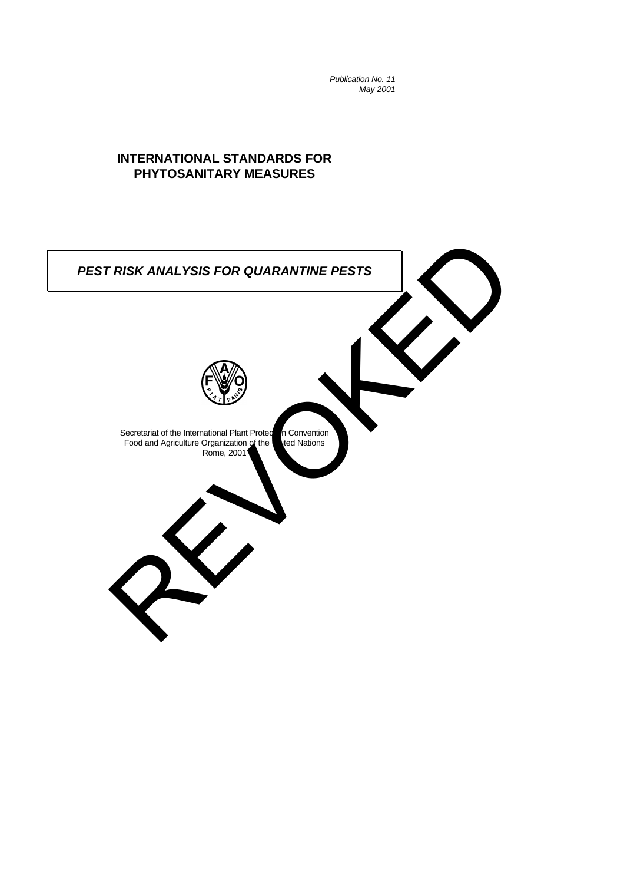*Publication No. 11*
*May 2001*

# INTERNATIONAL STANDARDS FOR PHYTOSANITARY MEASURES

## *PEST RISK ANALYSIS FOR QUARANTINE PESTS*

REVOKED

Secretariat of the International Plant Protection Convention
Food and Agriculture Organization of the United Nations
Rome, 2001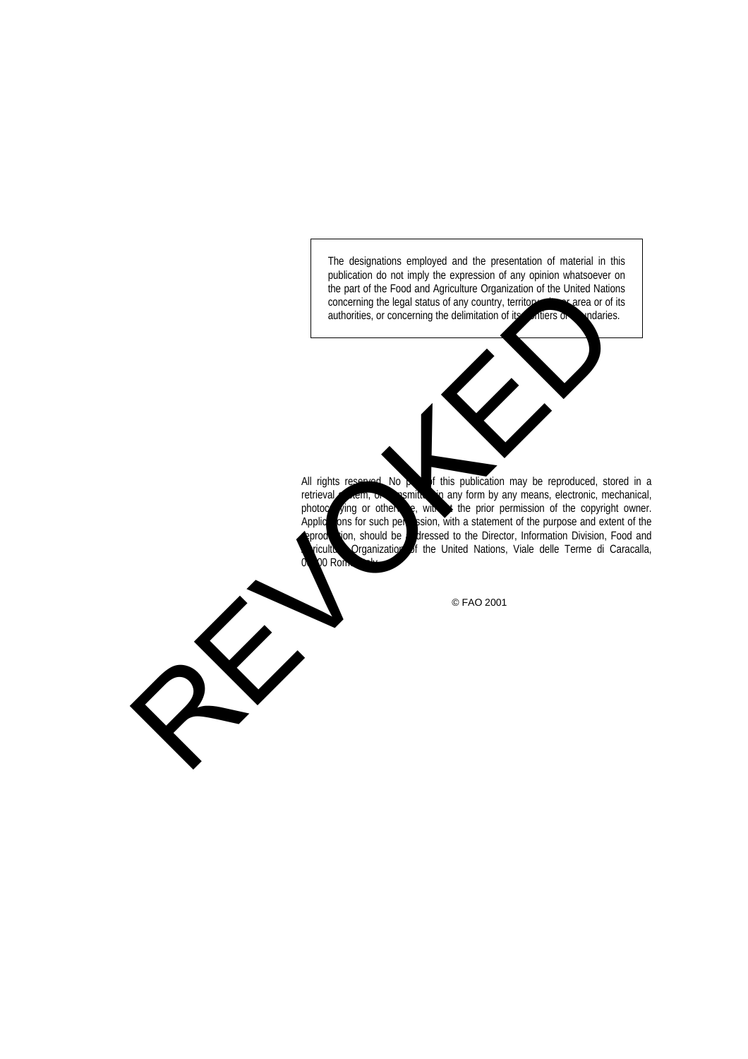The designations employed and the presentation of material in this publication do not imply the expression of any opinion whatsoever on the part of the Food and Agriculture Organization of the United Nations concerning the legal status of any country, territory, city or area or of its authorities, or concerning the delimitation of its frontiers or boundaries.

REVOKED

All rights reserved. No part of this publication may be reproduced, stored in a retrieval system, or transmitted in any form by any means, electronic, mechanical, photocopying or otherwise, without the prior permission of the copyright owner. Applications for such permission, with a statement of the purpose and extent of the reproduction, should be addressed to the Director, Information Division, Food and Agriculture Organization of the United Nations, Viale delle Terme di Caracalla, 00100 Rome, Italy.

© FAO 2001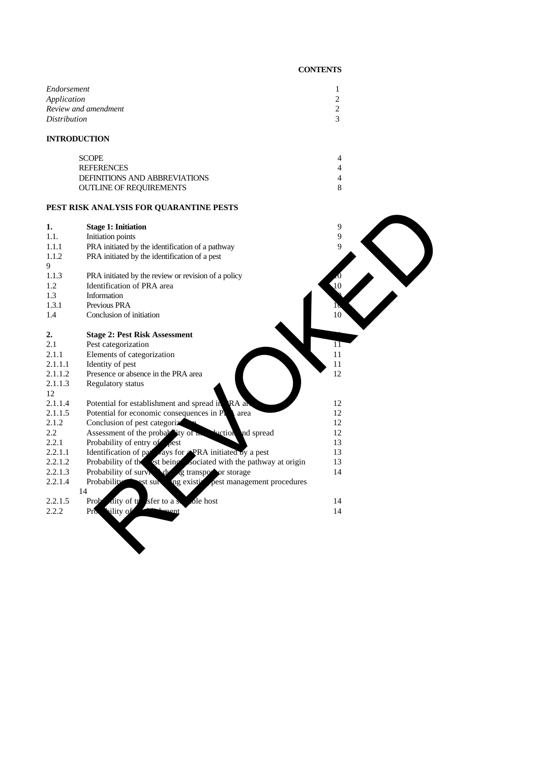**CONTENTS**

| | |
|---|---|
| *Endorsement* | 1 |
| *Application* | 2 |
| *Review and amendment* | 2 |
| *Distribution* | 3 |

**INTRODUCTION**

| | |
|---|---|
| SCOPE | 4 |
| REFERENCES | 4 |
| DEFINITIONS AND ABBREVIATIONS | 4 |
| OUTLINE OF REQUIREMENTS | 8 |

**PEST RISK ANALYSIS FOR QUARANTINE PESTS**

| | | |
|---|---|---|
| **1.** | **Stage 1: Initiation** | 9 |
| 1.1. | Initiation points | 9 |
| 1.1.1 | PRA initiated by the identification of a pathway | 9 |
| 1.1.2 | PRA initiated by the identification of a pest | 9 |
| 1.1.3 | PRA initiated by the review or revision of a policy | 10 |
| 1.2 | Identification of PRA area | 10 |
| 1.3 | Information | 10 |
| 1.3.1 | Previous PRA | 10 |
| 1.4 | Conclusion of initiation | 10 |
| **2.** | **Stage 2: Pest Risk Assessment** | 11 |
| 2.1 | Pest categorization | 11 |
| 2.1.1 | Elements of categorization | 11 |
| 2.1.1.1 | Identity of pest | 11 |
| 2.1.1.2 | Presence or absence in the PRA area | 12 |
| 2.1.1.3 | Regulatory status | 12 |
| 2.1.1.4 | Potential for establishment and spread in PRA area | 12 |
| 2.1.1.5 | Potential for economic consequences in PRA area | 12 |
| 2.1.2 | Conclusion of pest categorization | 12 |
| 2.2 | Assessment of the probability of introduction and spread | 12 |
| 2.2.1 | Probability of entry of a pest | 13 |
| 2.2.1.1 | Identification of pathways for a PRA initiated by a pest | 13 |
| 2.2.1.2 | Probability of the pest being associated with the pathway at origin | 13 |
| 2.2.1.3 | Probability of survival during transport or storage | 14 |
| 2.2.1.4 | Probability of pest surviving existing pest management procedures | 14 |
| 2.2.1.5 | Probability of transfer to a suitable host | 14 |
| 2.2.2 | Probability of establishment | 14 |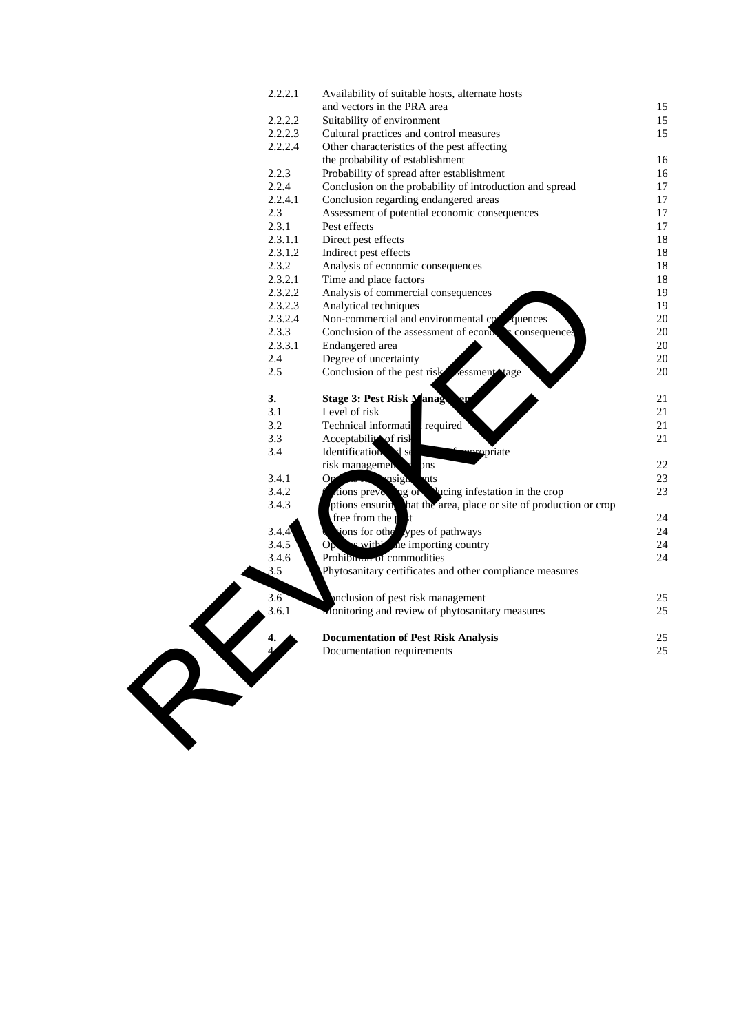| | | |
|---|---|---|
| 2.2.2.1 | Availability of suitable hosts, alternate hosts and vectors in the PRA area | 15 |
| 2.2.2.2 | Suitability of environment | 15 |
| 2.2.2.3 | Cultural practices and control measures | 15 |
| 2.2.2.4 | Other characteristics of the pest affecting the probability of establishment | 16 |
| 2.2.3 | Probability of spread after establishment | 16 |
| 2.2.4 | Conclusion on the probability of introduction and spread | 17 |
| 2.2.4.1 | Conclusion regarding endangered areas | 17 |
| 2.3 | Assessment of potential economic consequences | 17 |
| 2.3.1 | Pest effects | 17 |
| 2.3.1.1 | Direct pest effects | 18 |
| 2.3.1.2 | Indirect pest effects | 18 |
| 2.3.2 | Analysis of economic consequences | 18 |
| 2.3.2.1 | Time and place factors | 18 |
| 2.3.2.2 | Analysis of commercial consequences | 19 |
| 2.3.2.3 | Analytical techniques | 19 |
| 2.3.2.4 | Non-commercial and environmental consequences | 20 |
| 2.3.3 | Conclusion of the assessment of economic consequences | 20 |
| 2.3.3.1 | Endangered area | 20 |
| 2.4 | Degree of uncertainty | 20 |
| 2.5 | Conclusion of the pest risk assessment stage | 20 |
| | | |
| **3.** | **Stage 3: Pest Risk Management** | 21 |
| 3.1 | Level of risk | 21 |
| 3.2 | Technical information required | 21 |
| 3.3 | Acceptability of risk | 21 |
| 3.4 | Identification and selection of appropriate risk management options | 22 |
| 3.4.1 | Options for consignments | 23 |
| 3.4.2 | Options preventing or reducing infestation in the crop | 23 |
| 3.4.3 | Options ensuring that the area, place or site of production or crop is free from the pest | 24 |
| 3.4.4 | Options for other types of pathways | 24 |
| 3.4.5 | Options within the importing country | 24 |
| 3.4.6 | Prohibition of commodities | 24 |
| 3.5 | Phytosanitary certificates and other compliance measures | |
| 3.6 | Conclusion of pest risk management | 25 |
| 3.6.1 | Monitoring and review of phytosanitary measures | 25 |
| | | |
| **4.** | **Documentation of Pest Risk Analysis** | 25 |
| 4.1 | Documentation requirements | 25 |

REVOKED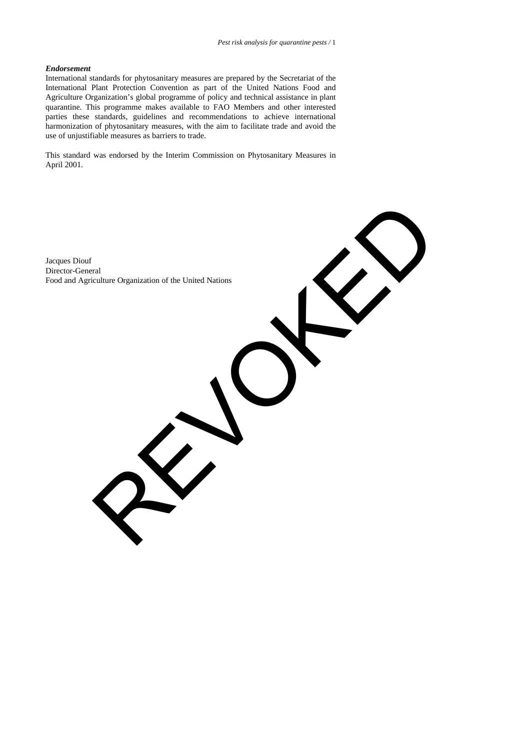### *Endorsement*

International standards for phytosanitary measures are prepared by the Secretariat of the International Plant Protection Convention as part of the United Nations Food and Agriculture Organization's global programme of policy and technical assistance in plant quarantine. This programme makes available to FAO Members and other interested parties these standards, guidelines and recommendations to achieve international harmonization of phytosanitary measures, with the aim to facilitate trade and avoid the use of unjustifiable measures as barriers to trade.

This standard was endorsed by the Interim Commission on Phytosanitary Measures in April 2001.

Jacques Diouf
Director-General
Food and Agriculture Organization of the United Nations

REVOKED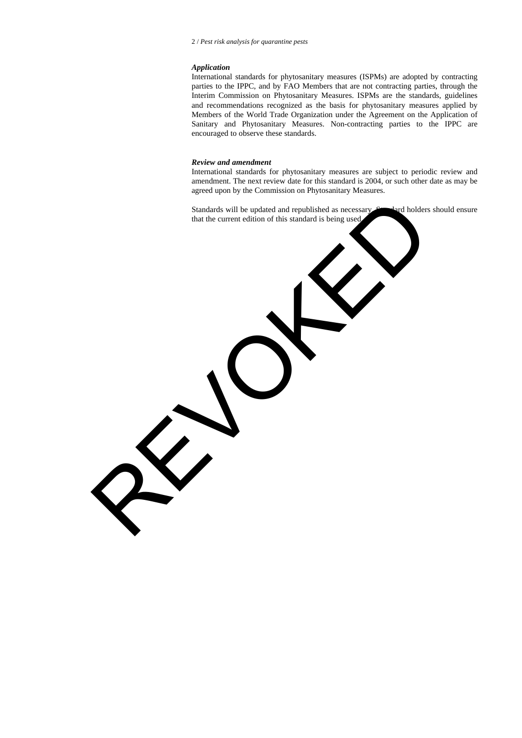***Application***

International standards for phytosanitary measures (ISPMs) are adopted by contracting parties to the IPPC, and by FAO Members that are not contracting parties, through the Interim Commission on Phytosanitary Measures. ISPMs are the standards, guidelines and recommendations recognized as the basis for phytosanitary measures applied by Members of the World Trade Organization under the Agreement on the Application of Sanitary and Phytosanitary Measures. Non-contracting parties to the IPPC are encouraged to observe these standards.

***Review and amendment***

International standards for phytosanitary measures are subject to periodic review and amendment. The next review date for this standard is 2004, or such other date as may be agreed upon by the Commission on Phytosanitary Measures.

Standards will be updated and republished as necessary. Standard holders should ensure that the current edition of this standard is being used.

REVOKED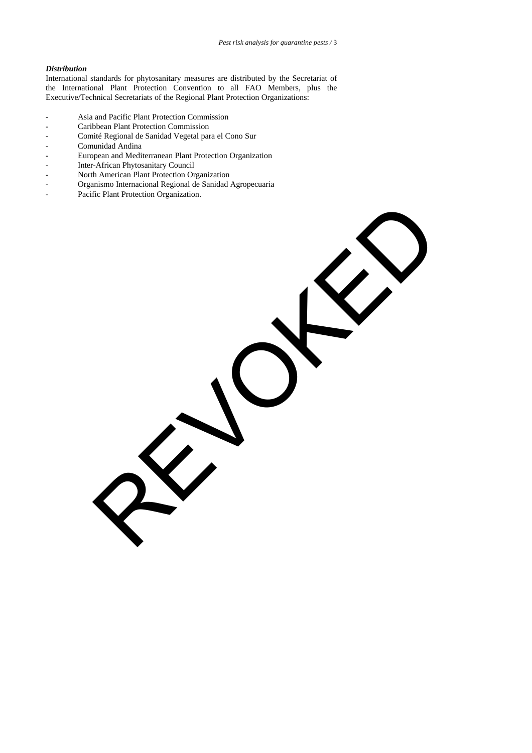***Distribution***

International standards for phytosanitary measures are distributed by the Secretariat of the International Plant Protection Convention to all FAO Members, plus the Executive/Technical Secretariats of the Regional Plant Protection Organizations:

- Asia and Pacific Plant Protection Commission
- Caribbean Plant Protection Commission
- Comité Regional de Sanidad Vegetal para el Cono Sur
- Comunidad Andina
- European and Mediterranean Plant Protection Organization
- Inter-African Phytosanitary Council
- North American Plant Protection Organization
- Organismo Internacional Regional de Sanidad Agropecuaria
- Pacific Plant Protection Organization.

REVOKED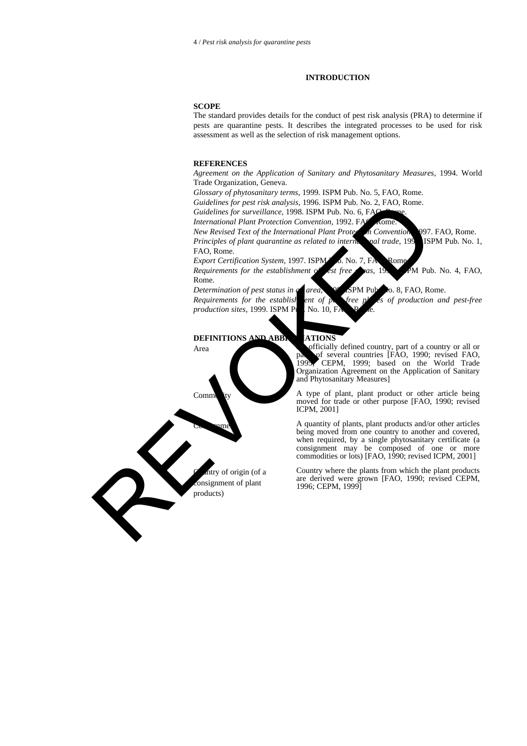# INTRODUCTION

## SCOPE

The standard provides details for the conduct of pest risk analysis (PRA) to determine if pests are quarantine pests. It describes the integrated processes to be used for risk assessment as well as the selection of risk management options.

## REFERENCES

*Agreement on the Application of Sanitary and Phytosanitary Measures*, 1994. World Trade Organization, Geneva.

*Glossary of phytosanitary terms*, 1999. ISPM Pub. No. 5, FAO, Rome.

*Guidelines for pest risk analysis*, 1996. ISPM Pub. No. 2, FAO, Rome.

*Guidelines for surveillance*, 1998. ISPM Pub. No. 6, FAO, Rome.

*International Plant Protection Convention*, 1992. FAO, Rome.

*New Revised Text of the International Plant Protection Convention*, 1997. FAO, Rome.

*Principles of plant quarantine as related to international trade*, 1995. ISPM Pub. No. 1, FAO, Rome.

*Export Certification System*, 1997. ISPM Pub. No. 7, FAO, Rome.

*Requirements for the establishment of pest free areas*, 1996. ISPM Pub. No. 4, FAO, Rome.

*Determination of pest status in an area*, 1998. ISPM Pub. No. 8, FAO, Rome.

*Requirements for the establishment of pest free places of production and pest-free production sites*, 1999. ISPM Pub. No. 10, FAO, Rome.

## DEFINITIONS AND ABBREVIATIONS

| | |
|---|---|
| Area | An officially defined country, part of a country or all or parts of several countries [FAO, 1990; revised FAO, 1995; CEPM, 1999; based on the World Trade Organization Agreement on the Application of Sanitary and Phytosanitary Measures] |
| Commodity | A type of plant, plant product or other article being moved for trade or other purpose [FAO, 1990; revised ICPM, 2001] |
| Consignment | A quantity of plants, plant products and/or other articles being moved from one country to another and covered, when required, by a single phytosanitary certificate (a consignment may be composed of one or more commodities or lots) [FAO, 1990; revised ICPM, 2001] |
| Country of origin (of a consignment of plant products) | Country where the plants from which the plant products are derived were grown [FAO, 1990; revised CEPM, 1996; CEPM, 1999] |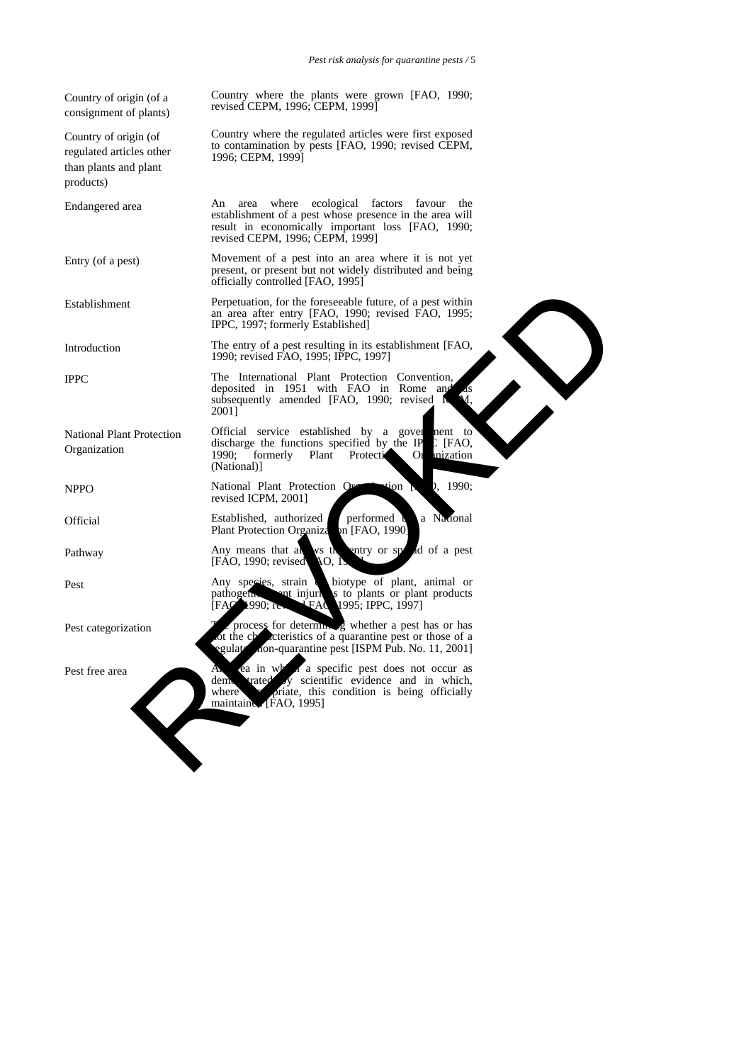| | |
|---|---|
| Country of origin (of a consignment of plants) | Country where the plants were grown [FAO, 1990; revised CEPM, 1996; CEPM, 1999] |
| Country of origin (of regulated articles other than plants and plant products) | Country where the regulated articles were first exposed to contamination by pests [FAO, 1990; revised CEPM, 1996; CEPM, 1999] |
| Endangered area | An area where ecological factors favour the establishment of a pest whose presence in the area will result in economically important loss [FAO, 1990; revised CEPM, 1996; CEPM, 1999] |
| Entry (of a pest) | Movement of a pest into an area where it is not yet present, or present but not widely distributed and being officially controlled [FAO, 1995] |
| Establishment | Perpetuation, for the foreseeable future, of a pest within an area after entry [FAO, 1990; revised FAO, 1995; IPPC, 1997; formerly Established] |
| Introduction | The entry of a pest resulting in its establishment [FAO, 1990; revised FAO, 1995; IPPC, 1997] |
| IPPC | The International Plant Protection Convention, as deposited in 1951 with FAO in Rome and as subsequently amended [FAO, 1990; revised ICPM, 2001] |
| National Plant Protection Organization | Official service established by a government to discharge the functions specified by the IPPC [FAO, 1990; formerly Plant Protection Organization (National)] |
| NPPO | National Plant Protection Organization [FAO, 1990; revised ICPM, 2001] |
| Official | Established, authorized or performed by a National Plant Protection Organization [FAO, 1990] |
| Pathway | Any means that allows the entry or spread of a pest [FAO, 1990; revised FAO, 1995] |
| Pest | Any species, strain or biotype of plant, animal or pathogenic agent injurious to plants or plant products [FAO, 1990; revised FAO, 1995; IPPC, 1997] |
| Pest categorization | The process for determining whether a pest has or has not the characteristics of a quarantine pest or those of a regulated non-quarantine pest [ISPM Pub. No. 11, 2001] |
| Pest free area | An area in which a specific pest does not occur as demonstrated by scientific evidence and in which, where appropriate, this condition is being officially maintained [FAO, 1995] |

REVOKED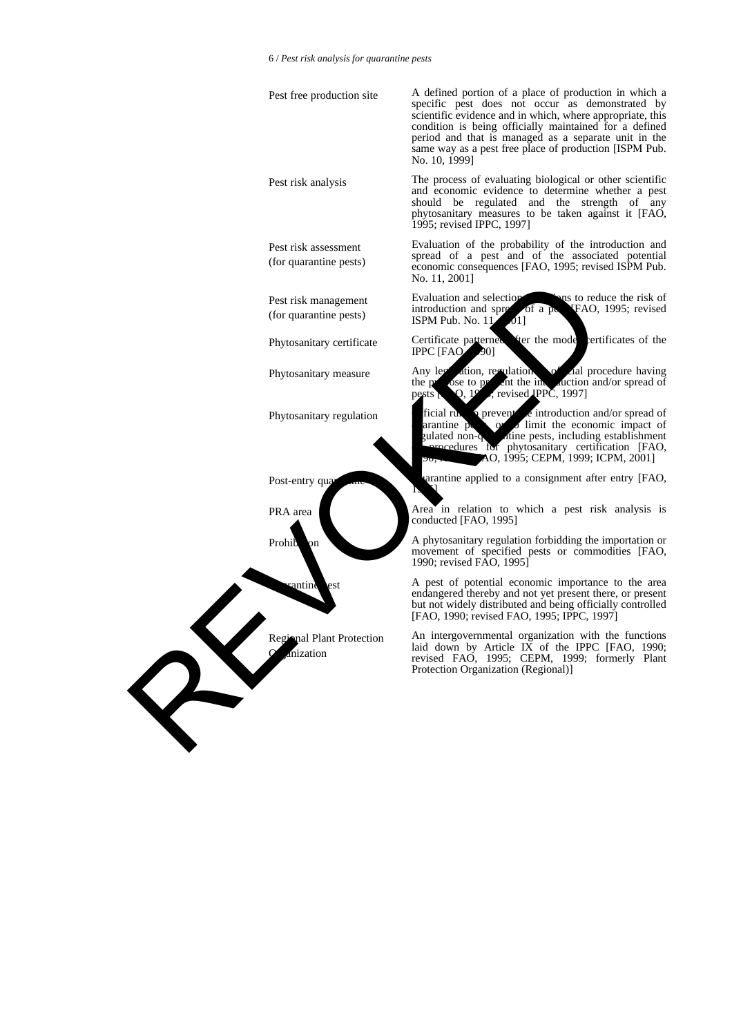| | |
|---|---|
| Pest free production site | A defined portion of a place of production in which a specific pest does not occur as demonstrated by scientific evidence and in which, where appropriate, this condition is being officially maintained for a defined period and that is managed as a separate unit in the same way as a pest free place of production [ISPM Pub. No. 10, 1999] |
| Pest risk analysis | The process of evaluating biological or other scientific and economic evidence to determine whether a pest should be regulated and the strength of any phytosanitary measures to be taken against it [FAO, 1995; revised IPPC, 1997] |
| Pest risk assessment (for quarantine pests) | Evaluation of the probability of the introduction and spread of a pest and of the associated potential economic consequences [FAO, 1995; revised ISPM Pub. No. 11, 2001] |
| Pest risk management (for quarantine pests) | Evaluation and selection of options to reduce the risk of introduction and spread of a pest [FAO, 1995; revised ISPM Pub. No. 11, 2001] |
| Phytosanitary certificate | Certificate patterned after the model certificates of the IPPC [FAO, 1990] |
| Phytosanitary measure | Any legislation, regulation or official procedure having the purpose to prevent the introduction and/or spread of pests [FAO, 1995; revised IPPC, 1997] |
| Phytosanitary regulation | Official rule to prevent the introduction and/or spread of quarantine pests, or to limit the economic impact of regulated non-quarantine pests, including establishment of procedures for phytosanitary certification [FAO, 1990; revised FAO, 1995; CEPM, 1999; ICPM, 2001] |
| Post-entry quarantine | Quarantine applied to a consignment after entry [FAO, 1995] |
| PRA area | Area in relation to which a pest risk analysis is conducted [FAO, 1995] |
| Prohibition | A phytosanitary regulation forbidding the importation or movement of specified pests or commodities [FAO, 1990; revised FAO, 1995] |
| Quarantine pest | A pest of potential economic importance to the area endangered thereby and not yet present there, or present but not widely distributed and being officially controlled [FAO, 1990; revised FAO, 1995; IPPC, 1997] |
| Regional Plant Protection Organization | An intergovernmental organization with the functions laid down by Article IX of the IPPC [FAO, 1990; revised FAO, 1995; CEPM, 1999; formerly Plant Protection Organization (Regional)] |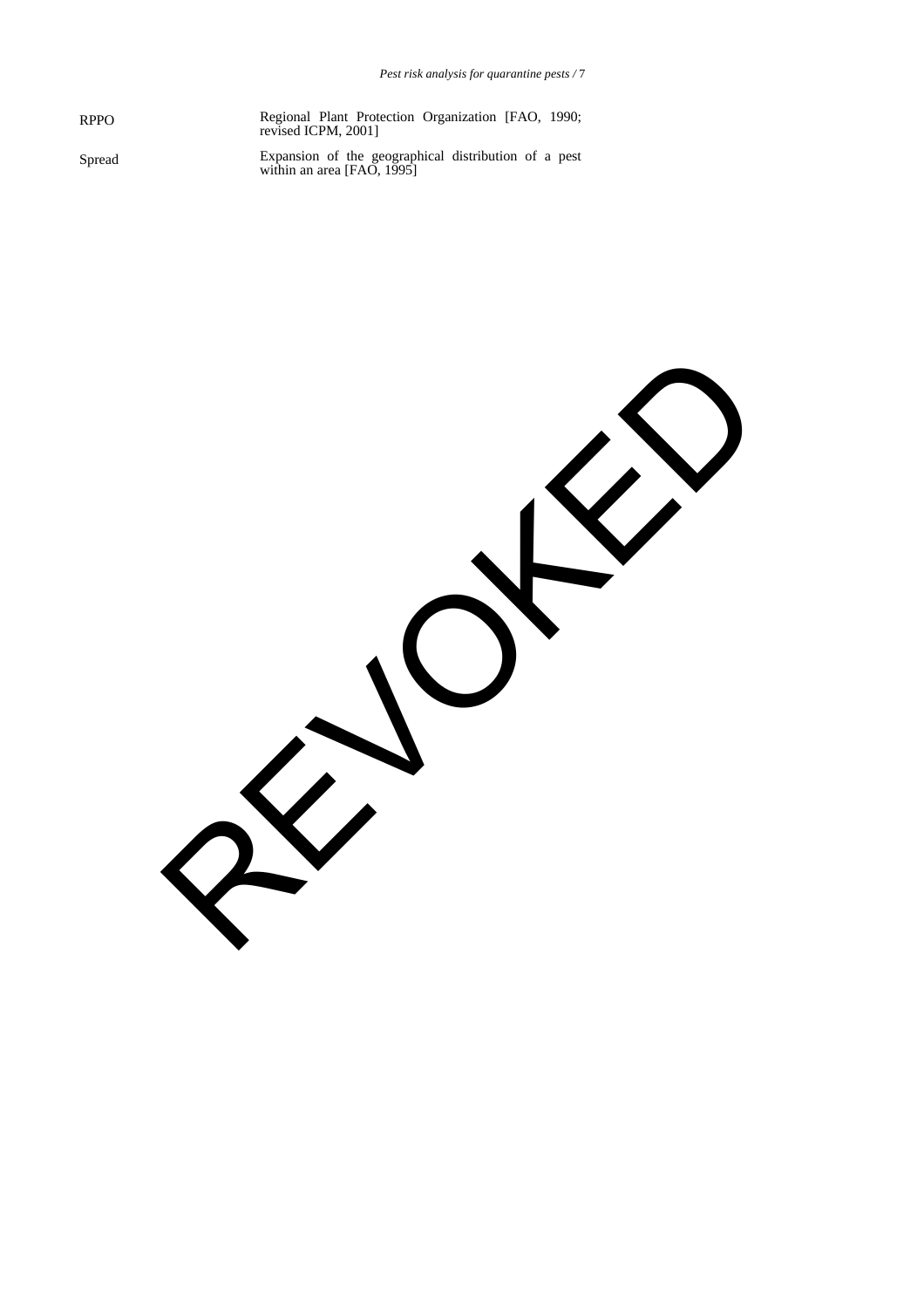| | |
|---|---|
| RPPO | Regional Plant Protection Organization [FAO, 1990; revised ICPM, 2001] |
| Spread | Expansion of the geographical distribution of a pest within an area [FAO, 1995] |

REVOKED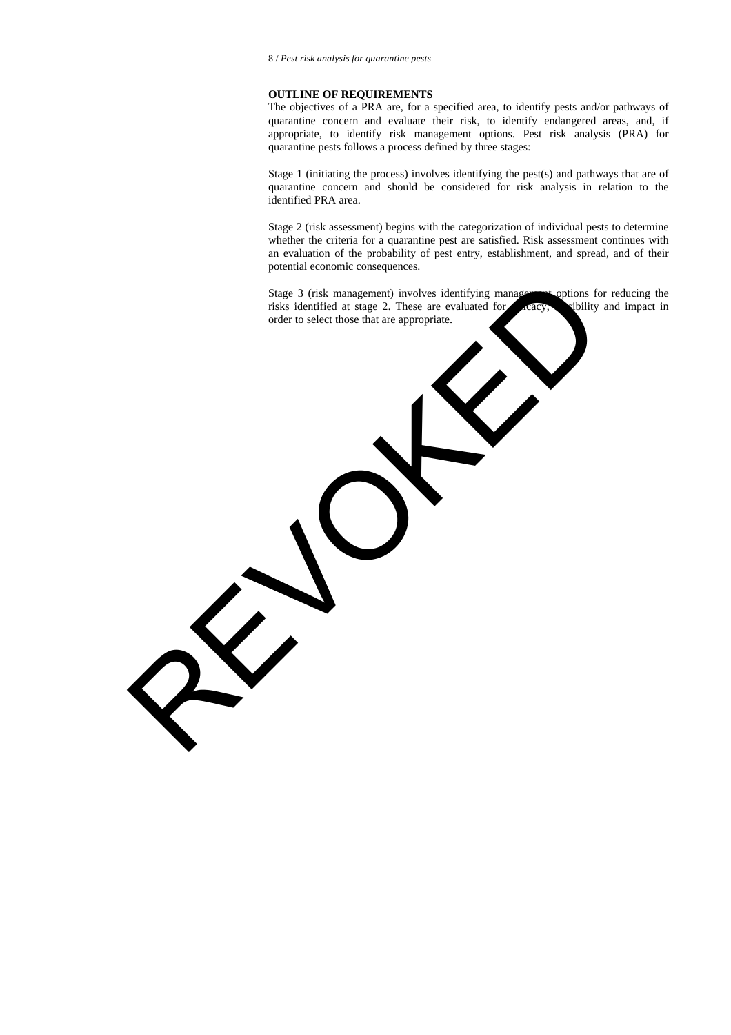## OUTLINE OF REQUIREMENTS

The objectives of a PRA are, for a specified area, to identify pests and/or pathways of quarantine concern and evaluate their risk, to identify endangered areas, and, if appropriate, to identify risk management options. Pest risk analysis (PRA) for quarantine pests follows a process defined by three stages:

Stage 1 (initiating the process) involves identifying the pest(s) and pathways that are of quarantine concern and should be considered for risk analysis in relation to the identified PRA area.

Stage 2 (risk assessment) begins with the categorization of individual pests to determine whether the criteria for a quarantine pest are satisfied. Risk assessment continues with an evaluation of the probability of pest entry, establishment, and spread, and of their potential economic consequences.

Stage 3 (risk management) involves identifying management options for reducing the risks identified at stage 2. These are evaluated for efficacy, feasibility and impact in order to select those that are appropriate.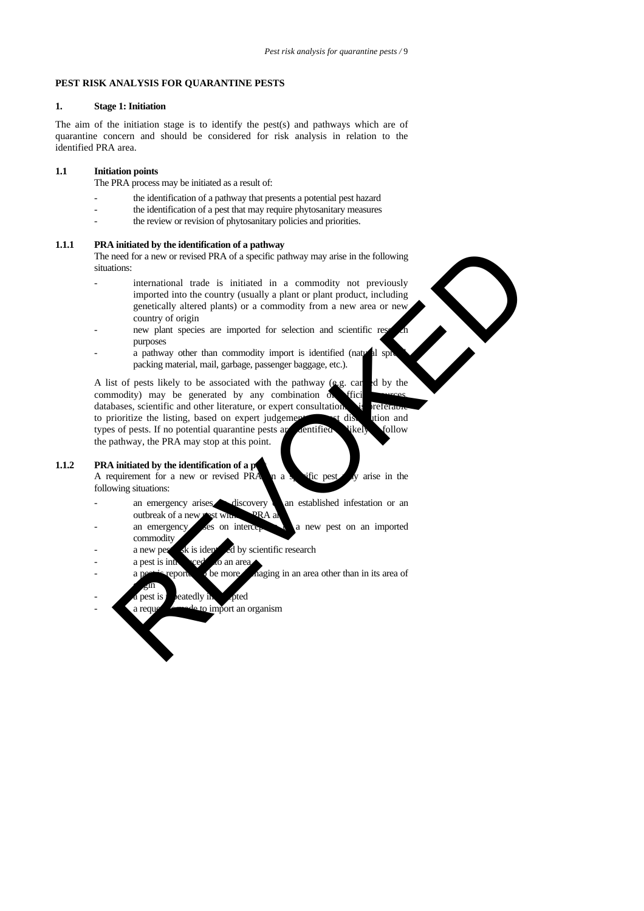# PEST RISK ANALYSIS FOR QUARANTINE PESTS

## 1. Stage 1: Initiation

The aim of the initiation stage is to identify the pest(s) and pathways which are of quarantine concern and should be considered for risk analysis in relation to the identified PRA area.

### 1.1 Initiation points

The PRA process may be initiated as a result of:

- the identification of a pathway that presents a potential pest hazard
- the identification of a pest that may require phytosanitary measures
- the review or revision of phytosanitary policies and priorities.

#### 1.1.1 PRA initiated by the identification of a pathway

The need for a new or revised PRA of a specific pathway may arise in the following situations:

- international trade is initiated in a commodity not previously imported into the country (usually a plant or plant product, including genetically altered plants) or a commodity from a new area or new country of origin
- new plant species are imported for selection and scientific research purposes
- a pathway other than commodity import is identified (natural spread, packing material, mail, garbage, passenger baggage, etc.).

A list of pests likely to be associated with the pathway (e.g. carried by the commodity) may be generated by any combination of official sources, databases, scientific and other literature, or expert consultation. It is preferable to prioritize the listing, based on expert judgement on pest distribution and types of pests. If no potential quarantine pests are identified as likely to follow the pathway, the PRA may stop at this point.

#### 1.1.2 PRA initiated by the identification of a pest

A requirement for a new or revised PRA on a specific pest may arise in the following situations:

- an emergency arises on discovery of an established infestation or an outbreak of a new pest within a PRA area
- an emergency arises on interception of a new pest on an imported commodity
- a new pest risk is identified by scientific research
- a pest is introduced into an area
- a pest is reported to be more damaging in an area other than in its area of origin
- a pest is repeatedly intercepted
- a request is made to import an organism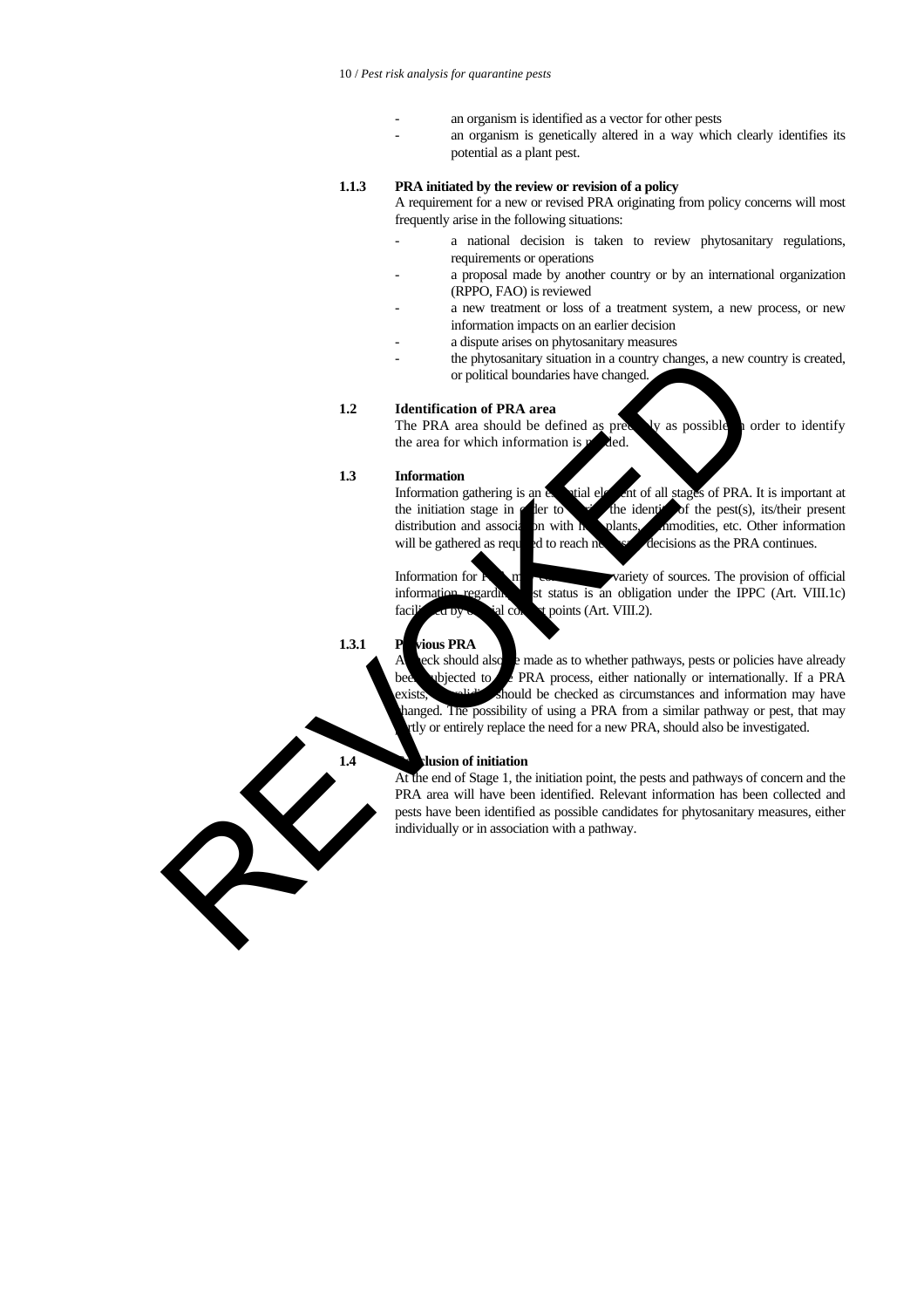- an organism is identified as a vector for other pests
- an organism is genetically altered in a way which clearly identifies its potential as a plant pest.

### 1.1.3 PRA initiated by the review or revision of a policy

A requirement for a new or revised PRA originating from policy concerns will most frequently arise in the following situations:

- a national decision is taken to review phytosanitary regulations, requirements or operations
- a proposal made by another country or by an international organization (RPPO, FAO) is reviewed
- a new treatment or loss of a treatment system, a new process, or new information impacts on an earlier decision
- a dispute arises on phytosanitary measures
- the phytosanitary situation in a country changes, a new country is created, or political boundaries have changed.

## 1.2 Identification of PRA area

The PRA area should be defined as precisely as possible in order to identify the area for which information is needed.

## 1.3 Information

Information gathering is an essential element of all stages of PRA. It is important at the initiation stage in order to clarify the identity of the pest(s), its/their present distribution and association with host plants, commodities, etc. Other information will be gathered as required to reach necessary decisions as the PRA continues.

Information for PRA may come from a variety of sources. The provision of official information regarding pest status is an obligation under the IPPC (Art. VIII.1c) facilitated by official contact points (Art. VIII.2).

### 1.3.1 Previous PRA

A check should also be made as to whether pathways, pests or policies have already been subjected to the PRA process, either nationally or internationally. If a PRA exists, its validity should be checked as circumstances and information may have changed. The possibility of using a PRA from a similar pathway or pest, that may partly or entirely replace the need for a new PRA, should also be investigated.

## 1.4 Conclusion of initiation

At the end of Stage 1, the initiation point, the pests and pathways of concern and the PRA area will have been identified. Relevant information has been collected and pests have been identified as possible candidates for phytosanitary measures, either individually or in association with a pathway.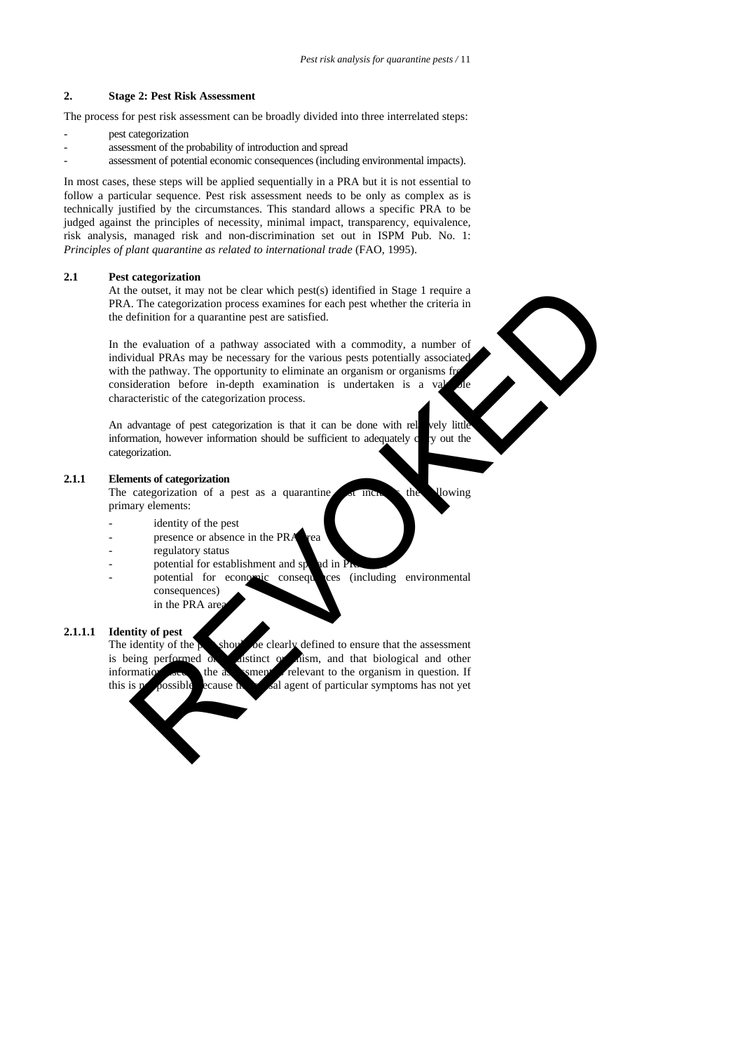## 2. Stage 2: Pest Risk Assessment

The process for pest risk assessment can be broadly divided into three interrelated steps:

- pest categorization
- assessment of the probability of introduction and spread
- assessment of potential economic consequences (including environmental impacts).

In most cases, these steps will be applied sequentially in a PRA but it is not essential to follow a particular sequence. Pest risk assessment needs to be only as complex as is technically justified by the circumstances. This standard allows a specific PRA to be judged against the principles of necessity, minimal impact, transparency, equivalence, risk analysis, managed risk and non-discrimination set out in ISPM Pub. No. 1: *Principles of plant quarantine as related to international trade* (FAO, 1995).

### 2.1 Pest categorization

At the outset, it may not be clear which pest(s) identified in Stage 1 require a PRA. The categorization process examines for each pest whether the criteria in the definition for a quarantine pest are satisfied.

In the evaluation of a pathway associated with a commodity, a number of individual PRAs may be necessary for the various pests potentially associated with the pathway. The opportunity to eliminate an organism or organisms from consideration before in-depth examination is undertaken is a valuable characteristic of the categorization process.

An advantage of pest categorization is that it can be done with relatively little information, however information should be sufficient to adequately carry out the categorization.

#### 2.1.1 Elements of categorization

The categorization of a pest as a quarantine pest includes the following primary elements:

- identity of the pest
- presence or absence in the PRA area
- regulatory status
- potential for establishment and spread in PRA area
- potential for economic consequences (including environmental consequences) in the PRA area.

##### 2.1.1.1 Identity of pest

The identity of the pest should be clearly defined to ensure that the assessment is being performed on a distinct organism, and that biological and other information used in the assessment is relevant to the organism in question. If this is not possible because the causal agent of particular symptoms has not yet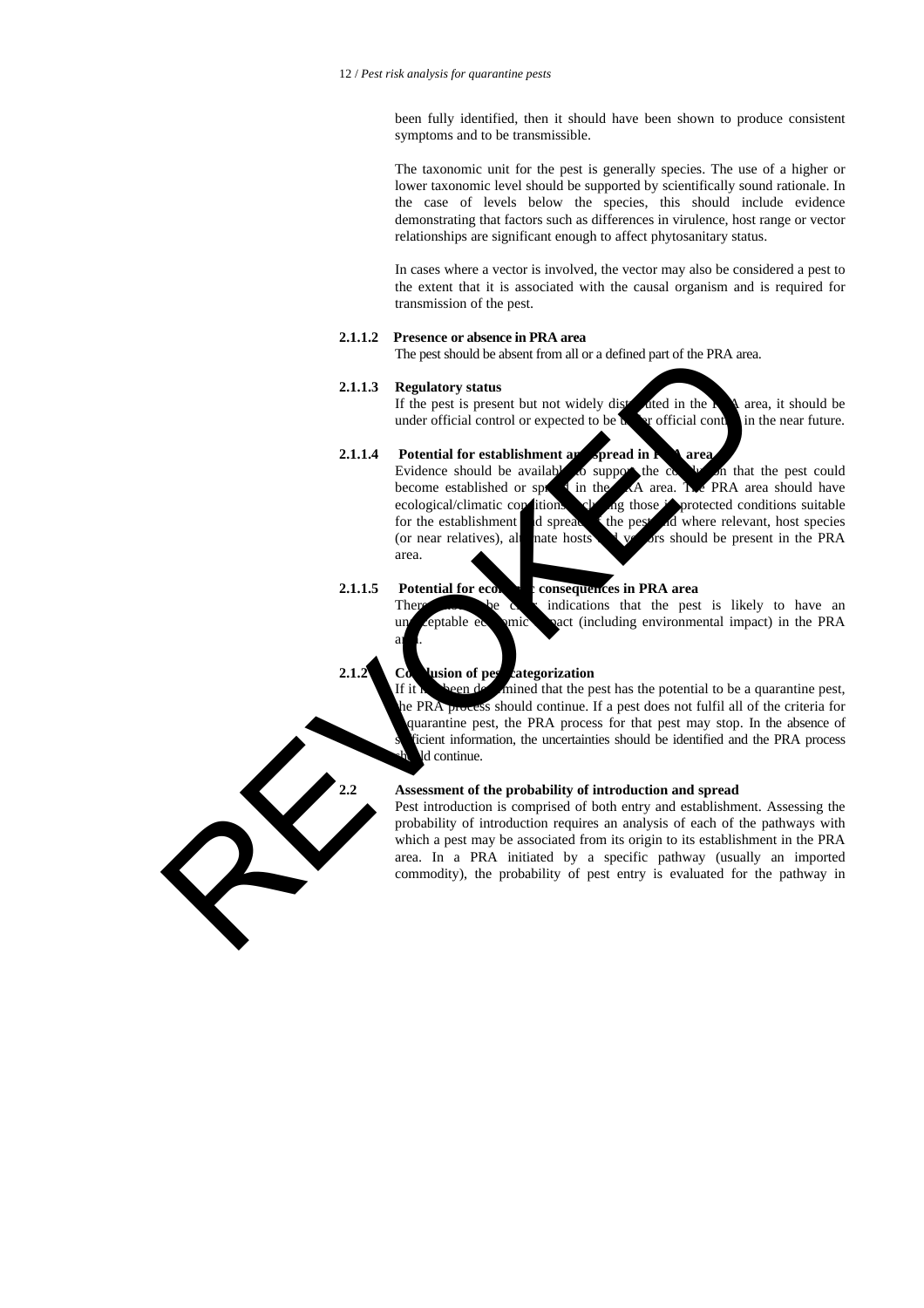been fully identified, then it should have been shown to produce consistent symptoms and to be transmissible.

The taxonomic unit for the pest is generally species. The use of a higher or lower taxonomic level should be supported by scientifically sound rationale. In the case of levels below the species, this should include evidence demonstrating that factors such as differences in virulence, host range or vector relationships are significant enough to affect phytosanitary status.

In cases where a vector is involved, the vector may also be considered a pest to the extent that it is associated with the causal organism and is required for transmission of the pest.

#### 2.1.1.2 Presence or absence in PRA area

The pest should be absent from all or a defined part of the PRA area.

#### 2.1.1.3 Regulatory status

If the pest is present but not widely distributed in the PRA area, it should be under official control or expected to be under official control in the near future.

#### 2.1.1.4 Potential for establishment and spread in PRA area

Evidence should be available to support the conclusion that the pest could become established or spread in the PRA area. The PRA area should have ecological/climatic conditions including those in protected conditions suitable for the establishment and spread of the pest and where relevant, host species (or near relatives), alternate hosts and vectors should be present in the PRA area.

#### 2.1.1.5 Potential for economic consequences in PRA area

There should be clear indications that the pest is likely to have an unacceptable economic impact (including environmental impact) in the PRA area.

### 2.1.2 Conclusion of pest categorization

If it has been determined that the pest has the potential to be a quarantine pest, the PRA process should continue. If a pest does not fulfil all of the criteria for a quarantine pest, the PRA process for that pest may stop. In the absence of sufficient information, the uncertainties should be identified and the PRA process should continue.

## 2.2 Assessment of the probability of introduction and spread

Pest introduction is comprised of both entry and establishment. Assessing the probability of introduction requires an analysis of each of the pathways with which a pest may be associated from its origin to its establishment in the PRA area. In a PRA initiated by a specific pathway (usually an imported commodity), the probability of pest entry is evaluated for the pathway in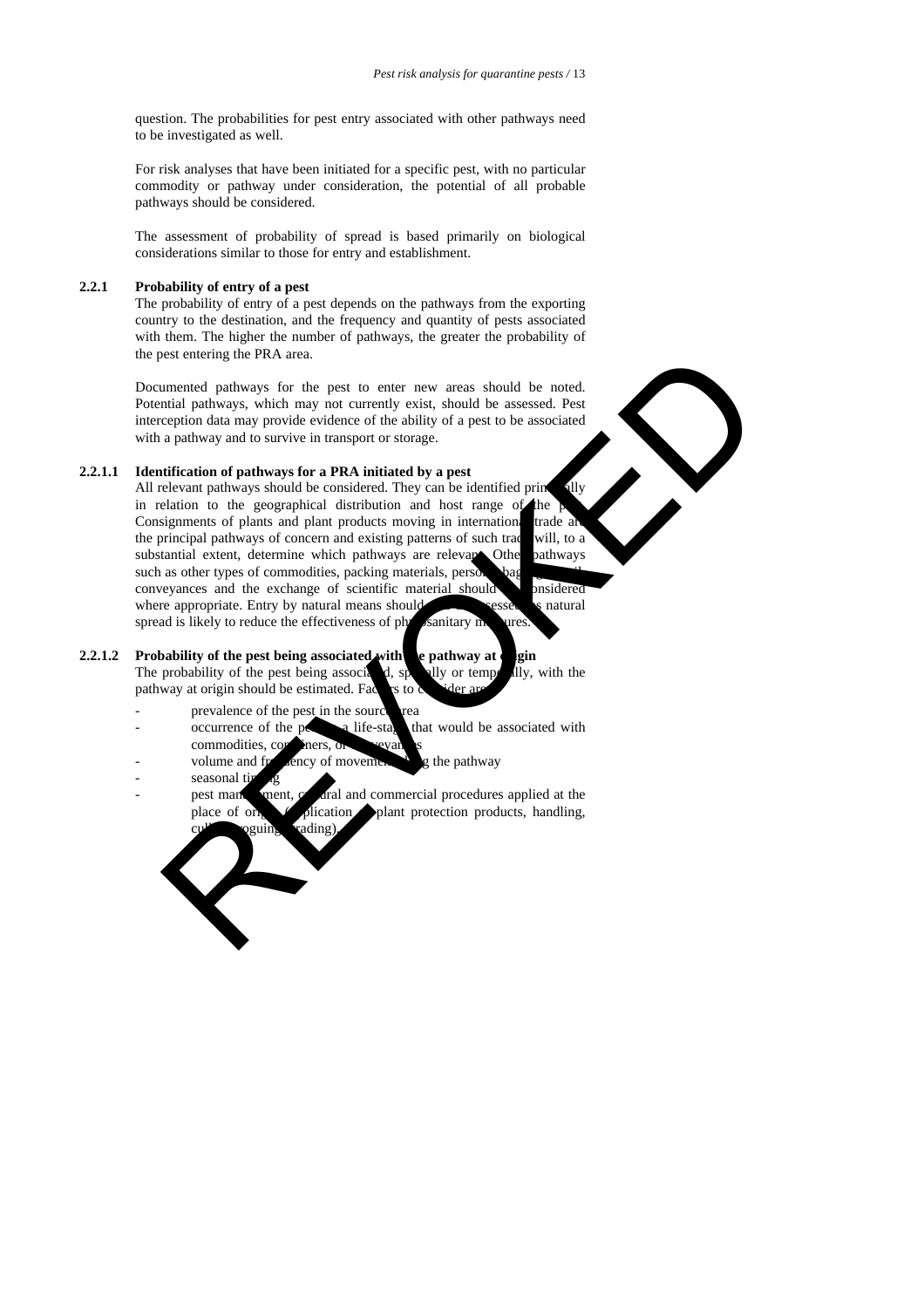question. The probabilities for pest entry associated with other pathways need to be investigated as well.

For risk analyses that have been initiated for a specific pest, with no particular commodity or pathway under consideration, the potential of all probable pathways should be considered.

The assessment of probability of spread is based primarily on biological considerations similar to those for entry and establishment.

### 2.2.1 Probability of entry of a pest

The probability of entry of a pest depends on the pathways from the exporting country to the destination, and the frequency and quantity of pests associated with them. The higher the number of pathways, the greater the probability of the pest entering the PRA area.

Documented pathways for the pest to enter new areas should be noted. Potential pathways, which may not currently exist, should be assessed. Pest interception data may provide evidence of the ability of a pest to be associated with a pathway and to survive in transport or storage.

#### 2.2.1.1 Identification of pathways for a PRA initiated by a pest

All relevant pathways should be considered. They can be identified principally in relation to the geographical distribution and host range of the pest. Consignments of plants and plant products moving in international trade are the principal pathways of concern and existing patterns of such trade will, to a substantial extent, determine which pathways are relevant. Other pathways such as other types of commodities, packing materials, persons, baggage, mail, conveyances and the exchange of scientific material should be considered where appropriate. Entry by natural means should also be assessed, as natural spread is likely to reduce the effectiveness of phytosanitary measures.

#### 2.2.1.2 Probability of the pest being associated with the pathway at origin

The probability of the pest being associated, spatially or temporally, with the pathway at origin should be estimated. Factors to consider are:

- prevalence of the pest in the source area
- occurrence of the pest in a life-stage that would be associated with commodities, containers, or conveyances
- volume and frequency of movement along the pathway
- seasonal timing
- pest management, cultural and commercial procedures applied at the place of origin (application of plant protection products, handling, culling, roguing, grading).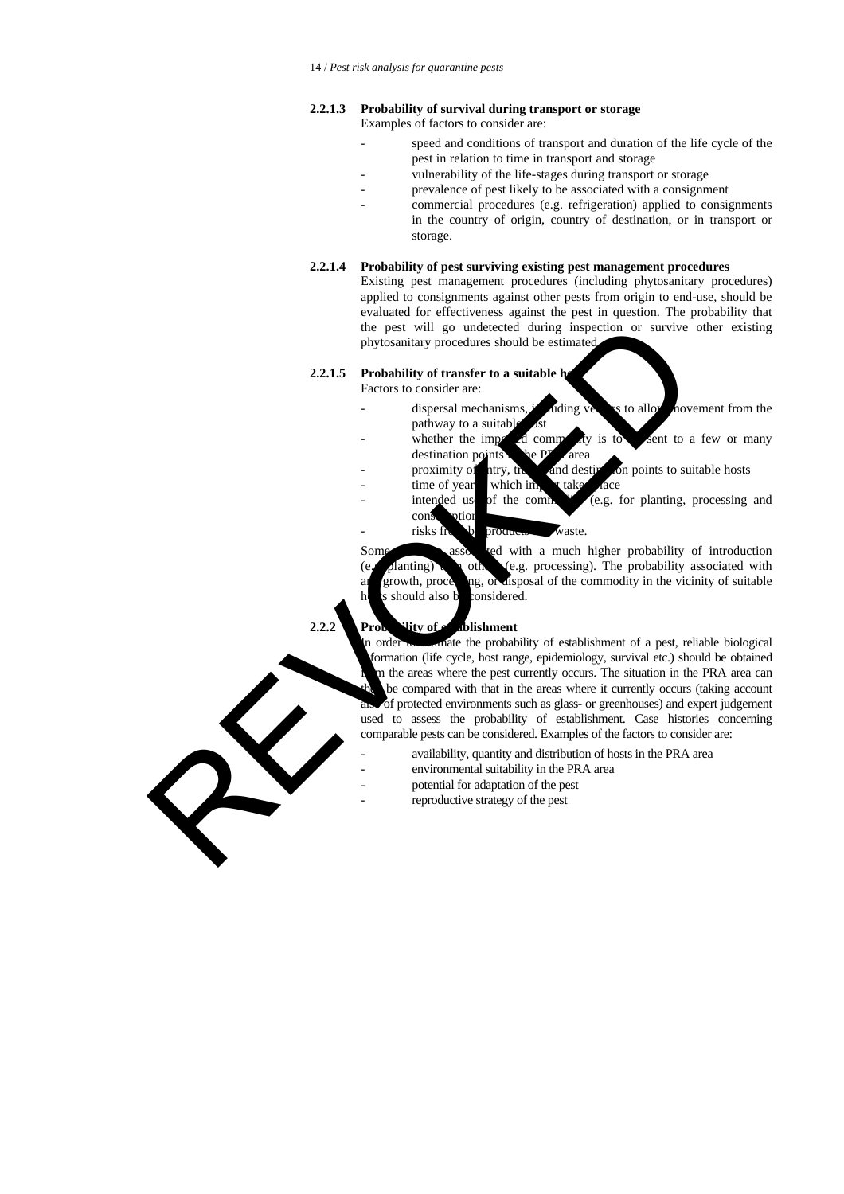#### 2.2.1.3 Probability of survival during transport or storage

Examples of factors to consider are:

- speed and conditions of transport and duration of the life cycle of the pest in relation to time in transport and storage
- vulnerability of the life-stages during transport or storage
- prevalence of pest likely to be associated with a consignment
- commercial procedures (e.g. refrigeration) applied to consignments in the country of origin, country of destination, or in transport or storage.

#### 2.2.1.4 Probability of pest surviving existing pest management procedures

Existing pest management procedures (including phytosanitary procedures) applied to consignments against other pests from origin to end-use, should be evaluated for effectiveness against the pest in question. The probability that the pest will go undetected during inspection or survive other existing phytosanitary procedures should be estimated.

#### 2.2.1.5 Probability of transfer to a suitable host

Factors to consider are:

- dispersal mechanisms, including vectors to allow movement from the pathway to a suitable host
- whether the imported commodity is to be sent to a few or many destination points in the PRA area
- proximity of entry, transit and destination points to suitable hosts
- time of year at which import takes place
- intended use of the commodity (e.g. for planting, processing and consumption)
- risks from by-products and waste.

Some uses are associated with a much higher probability of introduction (e.g. planting) than others (e.g. processing). The probability associated with any growth, processing, or disposal of the commodity in the vicinity of suitable hosts should also be considered.

### 2.2.2 Probability of establishment

In order to estimate the probability of establishment of a pest, reliable biological information (life cycle, host range, epidemiology, survival etc.) should be obtained from the areas where the pest currently occurs. The situation in the PRA area can then be compared with that in the areas where it currently occurs (taking account also of protected environments such as glass- or greenhouses) and expert judgement used to assess the probability of establishment. Case histories concerning comparable pests can be considered. Examples of the factors to consider are:

- availability, quantity and distribution of hosts in the PRA area
- environmental suitability in the PRA area
- potential for adaptation of the pest
- reproductive strategy of the pest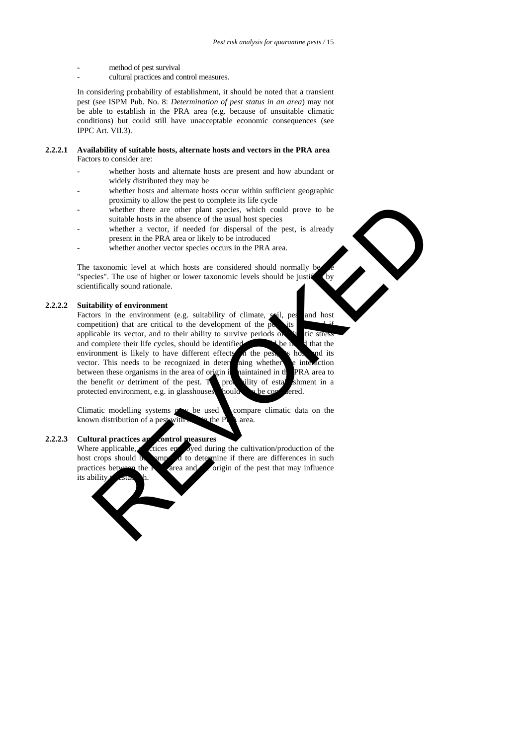- method of pest survival
- cultural practices and control measures.

In considering probability of establishment, it should be noted that a transient pest (see ISPM Pub. No. 8: *Determination of pest status in an area*) may not be able to establish in the PRA area (e.g. because of unsuitable climatic conditions) but could still have unacceptable economic consequences (see IPPC Art. VII.3).

**2.2.2.1 Availability of suitable hosts, alternate hosts and vectors in the PRA area**

Factors to consider are:

- whether hosts and alternate hosts are present and how abundant or widely distributed they may be
- whether hosts and alternate hosts occur within sufficient geographic proximity to allow the pest to complete its life cycle
- whether there are other plant species, which could prove to be suitable hosts in the absence of the usual host species
- whether a vector, if needed for dispersal of the pest, is already present in the PRA area or likely to be introduced
- whether another vector species occurs in the PRA area.

The taxonomic level at which hosts are considered should normally be the "species". The use of higher or lower taxonomic levels should be justified by scientifically sound rationale.

**2.2.2.2 Suitability of environment**

Factors in the environment (e.g. suitability of climate, soil, pest and host competition) that are critical to the development of the pest, its host and if applicable its vector, and to their ability to survive periods of climatic stress and complete their life cycles, should be identified. It should be noted that the environment is likely to have different effects on the pest, its host and its vector. This needs to be recognized in determining whether the interaction between these organisms in the area of origin is maintained in the PRA area to the benefit or detriment of the pest. The probability of establishment in a protected environment, e.g. in glasshouses, should also be considered.

Climatic modelling systems may be used to compare climatic data on the known distribution of a pest with that in the PRA area.

**2.2.2.3 Cultural practices and control measures**

Where applicable, practices employed during the cultivation/production of the host crops should be compared to determine if there are differences in such practices between the PRA area and the origin of the pest that may influence its ability to establish.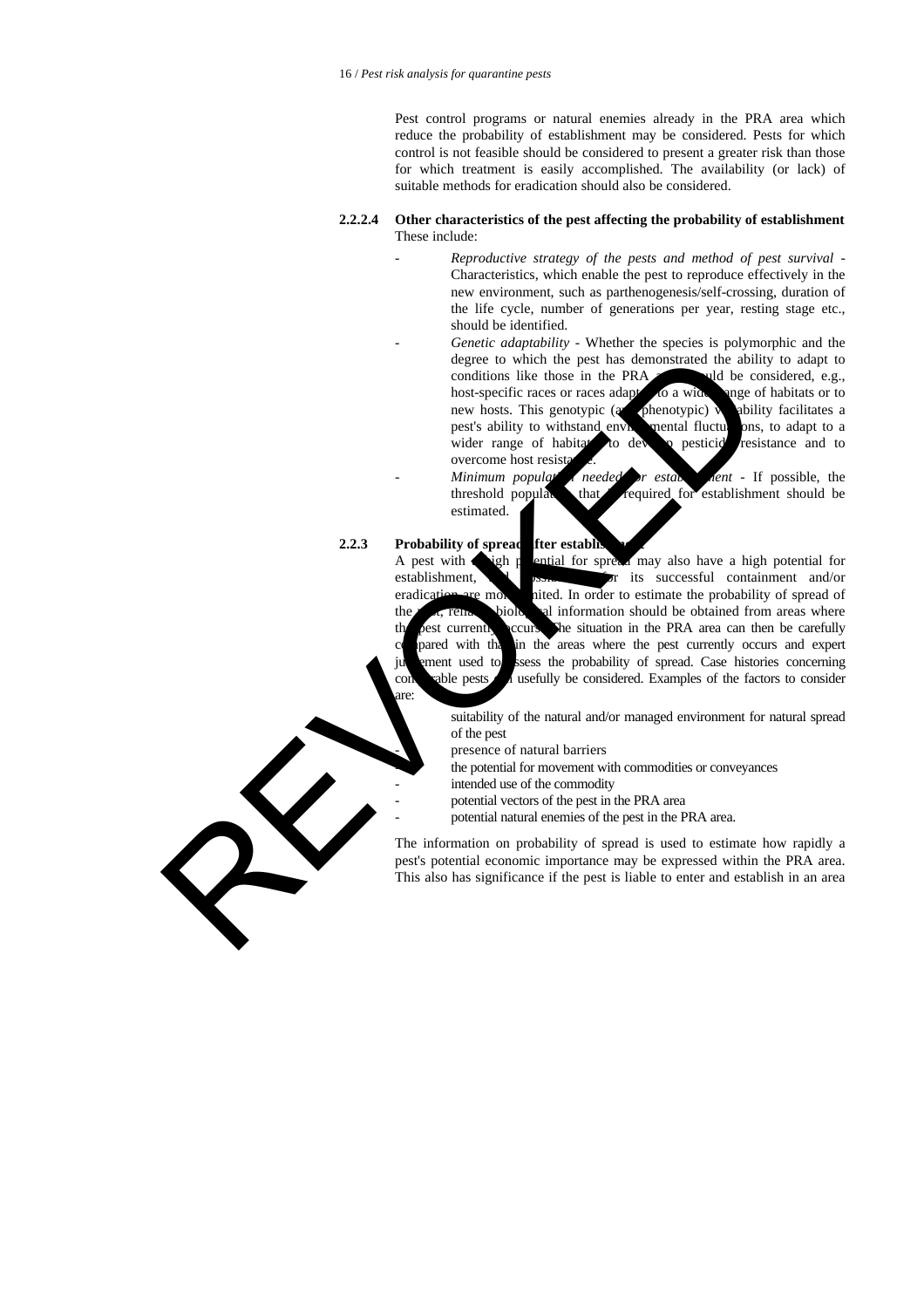Pest control programs or natural enemies already in the PRA area which reduce the probability of establishment may be considered. Pests for which control is not feasible should be considered to present a greater risk than those for which treatment is easily accomplished. The availability (or lack) of suitable methods for eradication should also be considered.

**2.2.2.4 Other characteristics of the pest affecting the probability of establishment**

These include:

- *Reproductive strategy of the pests and method of pest survival* - Characteristics, which enable the pest to reproduce effectively in the new environment, such as parthenogenesis/self-crossing, duration of the life cycle, number of generations per year, resting stage etc., should be identified.
- *Genetic adaptability* - Whether the species is polymorphic and the degree to which the pest has demonstrated the ability to adapt to conditions like those in the PRA area should be considered, e.g., host-specific races or races adapted to a wider range of habitats or to new hosts. This genotypic (and phenotypic) variability facilitates a pest's ability to withstand environmental fluctuations, to adapt to a wider range of habitats, to develop pesticide resistance and to overcome host resistance.
- *Minimum population needed for establishment* - If possible, the threshold population that is required for establishment should be estimated.

**2.2.3 Probability of spread after establishment**

A pest with a high potential for spread may also have a high potential for establishment, and possibilities for its successful containment and/or eradication are more limited. In order to estimate the probability of spread of the pest, reliable biological information should be obtained from areas where the pest currently occurs. The situation in the PRA area can then be carefully compared with that in the areas where the pest currently occurs and expert judgement used to assess the probability of spread. Case histories concerning comparable pests can usefully be considered. Examples of the factors to consider are:

- suitability of the natural and/or managed environment for natural spread of the pest
- presence of natural barriers
- the potential for movement with commodities or conveyances
- intended use of the commodity
- potential vectors of the pest in the PRA area
- potential natural enemies of the pest in the PRA area.

The information on probability of spread is used to estimate how rapidly a pest's potential economic importance may be expressed within the PRA area. This also has significance if the pest is liable to enter and establish in an area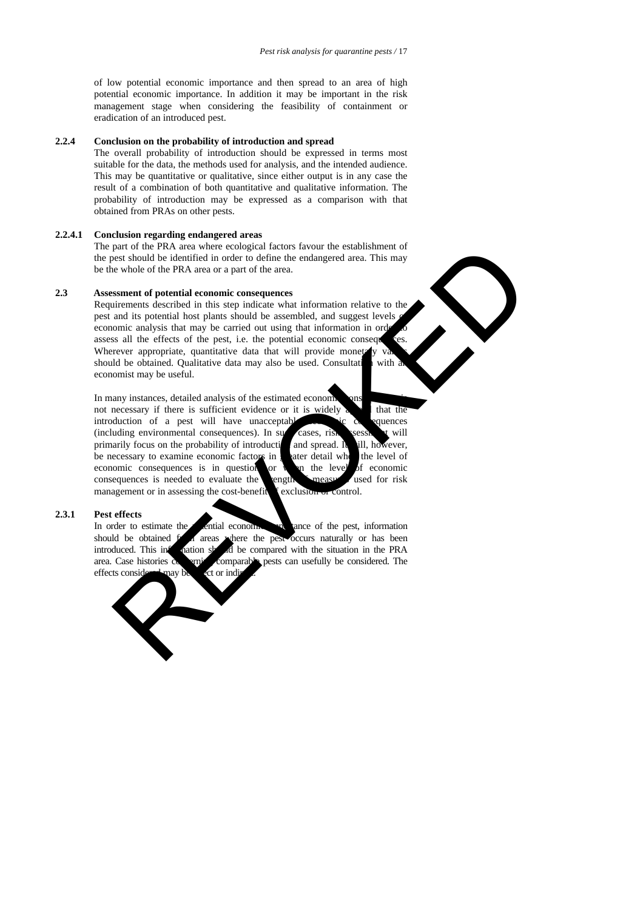of low potential economic importance and then spread to an area of high potential economic importance. In addition it may be important in the risk management stage when considering the feasibility of containment or eradication of an introduced pest.

### 2.2.4 Conclusion on the probability of introduction and spread

The overall probability of introduction should be expressed in terms most suitable for the data, the methods used for analysis, and the intended audience. This may be quantitative or qualitative, since either output is in any case the result of a combination of both quantitative and qualitative information. The probability of introduction may be expressed as a comparison with that obtained from PRAs on other pests.

#### 2.2.4.1 Conclusion regarding endangered areas

The part of the PRA area where ecological factors favour the establishment of the pest should be identified in order to define the endangered area. This may be the whole of the PRA area or a part of the area.

## 2.3 Assessment of potential economic consequences

Requirements described in this step indicate what information relative to the pest and its potential host plants should be assembled, and suggest levels of economic analysis that may be carried out using that information in order to assess all the effects of the pest, i.e. the potential economic consequences. Wherever appropriate, quantitative data that will provide monetary values should be obtained. Qualitative data may also be used. Consultation with an economist may be useful.

In many instances, detailed analysis of the estimated economic consequences is not necessary if there is sufficient evidence or it is widely agreed that the introduction of a pest will have unacceptable economic consequences (including environmental consequences). In such cases, risk assessment will primarily focus on the probability of introduction and spread. It will, however, be necessary to examine economic factors in greater detail when the level of economic consequences is in question, or when the level of economic consequences is needed to evaluate the strength of measures used for risk management or in assessing the cost-benefit of exclusion or control.

### 2.3.1 Pest effects

In order to estimate the potential economic importance of the pest, information should be obtained from areas where the pest occurs naturally or has been introduced. This information should be compared with the situation in the PRA area. Case histories concerning comparable pests can usefully be considered. The effects considered may be direct or indirect.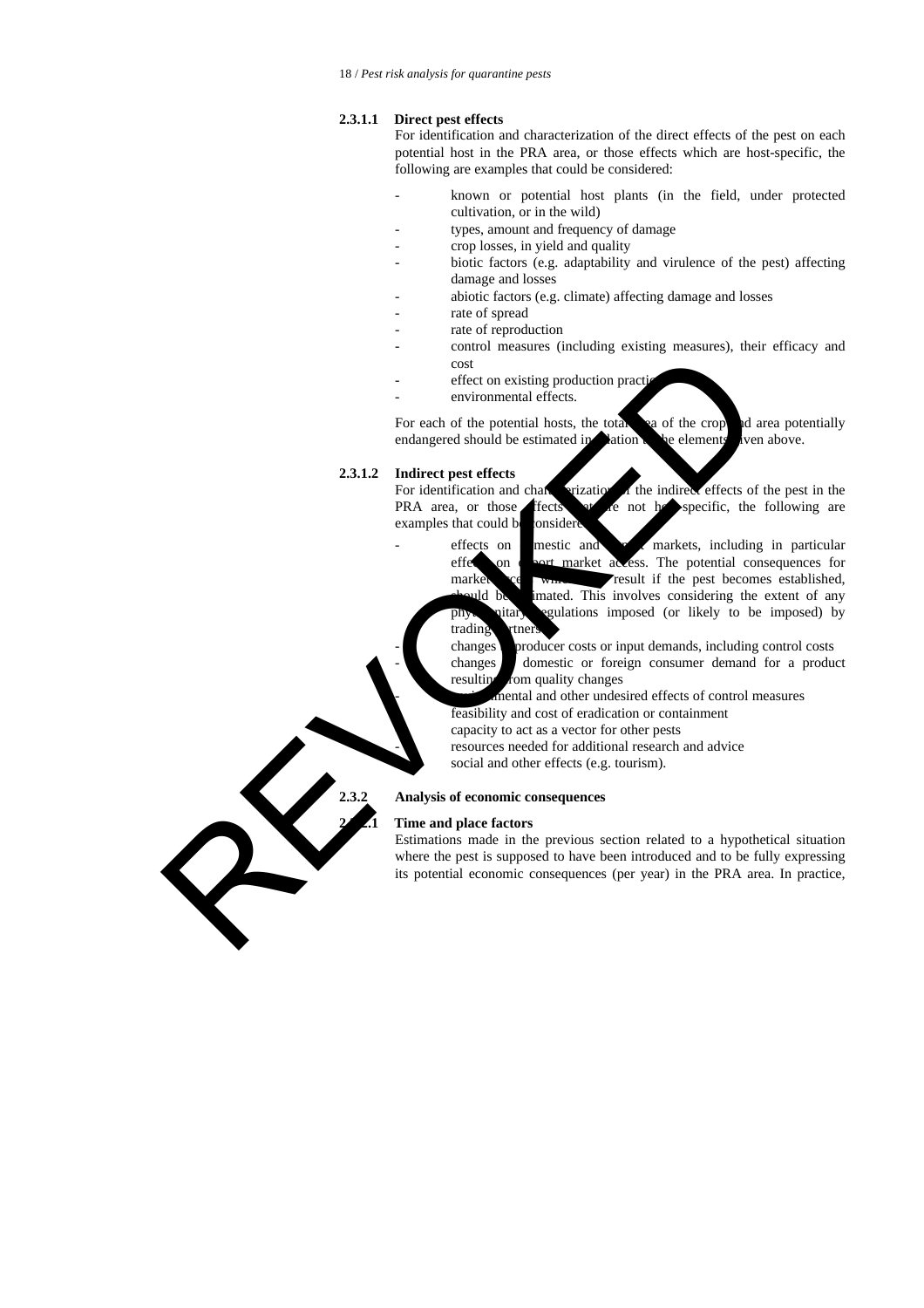#### 2.3.1.1 Direct pest effects

For identification and characterization of the direct effects of the pest on each potential host in the PRA area, or those effects which are host-specific, the following are examples that could be considered:

- known or potential host plants (in the field, under protected cultivation, or in the wild)
- types, amount and frequency of damage
- crop losses, in yield and quality
- biotic factors (e.g. adaptability and virulence of the pest) affecting damage and losses
- abiotic factors (e.g. climate) affecting damage and losses
- rate of spread
- rate of reproduction
- control measures (including existing measures), their efficacy and cost
- effect on existing production practices
- environmental effects.

For each of the potential hosts, the total area of the crop and area potentially endangered should be estimated in relation to the elements given above.

#### 2.3.1.2 Indirect pest effects

For identification and characterization of the indirect effects of the pest in the PRA area, or those effects that are not host-specific, the following are examples that could be considered:

- effects on domestic and export markets, including in particular effects on export market access. The potential consequences for market access which may result if the pest becomes established, should be estimated. This involves considering the extent of any phytosanitary regulations imposed (or likely to be imposed) by trading partners
- changes to producer costs or input demands, including control costs
- changes to domestic or foreign consumer demand for a product resulting from quality changes
- environmental and other undesired effects of control measures
- feasibility and cost of eradication or containment
- capacity to act as a vector for other pests
- resources needed for additional research and advice
- social and other effects (e.g. tourism).

### 2.3.2 Analysis of economic consequences

#### 2.3.2.1 Time and place factors

Estimations made in the previous section related to a hypothetical situation where the pest is supposed to have been introduced and to be fully expressing its potential economic consequences (per year) in the PRA area. In practice,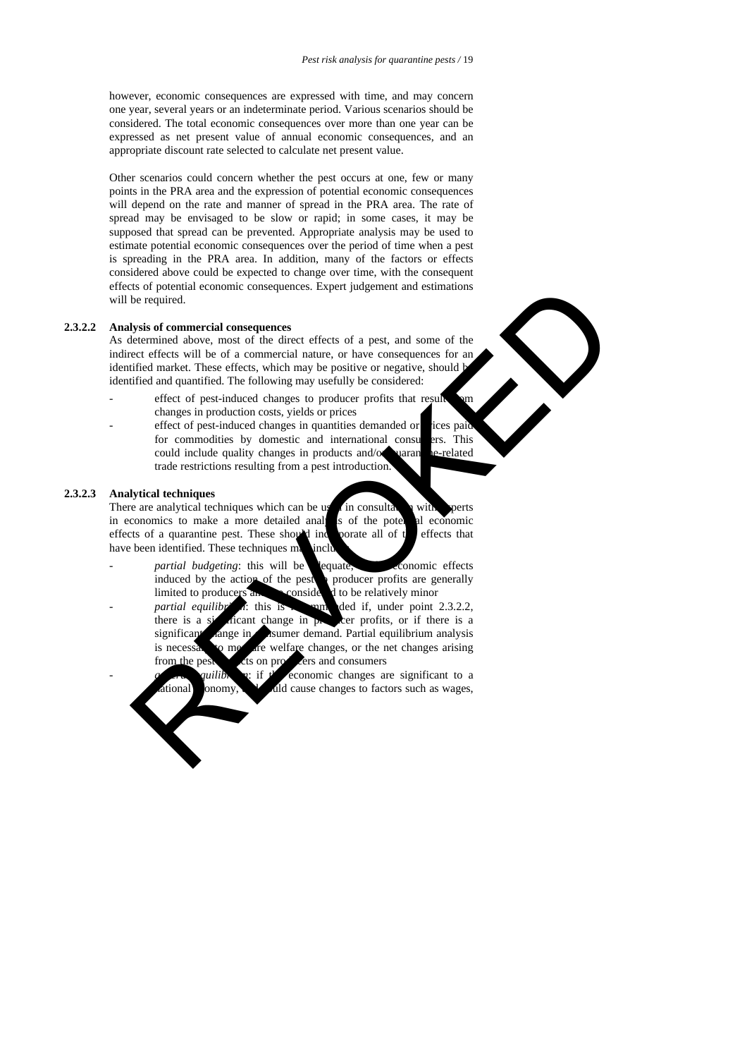however, economic consequences are expressed with time, and may concern one year, several years or an indeterminate period. Various scenarios should be considered. The total economic consequences over more than one year can be expressed as net present value of annual economic consequences, and an appropriate discount rate selected to calculate net present value.

Other scenarios could concern whether the pest occurs at one, few or many points in the PRA area and the expression of potential economic consequences will depend on the rate and manner of spread in the PRA area. The rate of spread may be envisaged to be slow or rapid; in some cases, it may be supposed that spread can be prevented. Appropriate analysis may be used to estimate potential economic consequences over the period of time when a pest is spreading in the PRA area. In addition, many of the factors or effects considered above could be expected to change over time, with the consequent effects of potential economic consequences. Expert judgement and estimations will be required.

#### 2.3.2.2 Analysis of commercial consequences

As determined above, most of the direct effects of a pest, and some of the indirect effects will be of a commercial nature, or have consequences for an identified market. These effects, which may be positive or negative, should be identified and quantified. The following may usefully be considered:

- effect of pest-induced changes to producer profits that result from changes in production costs, yields or prices
- effect of pest-induced changes in quantities demanded or prices paid for commodities by domestic and international consumers. This could include quality changes in products and/or quarantine-related trade restrictions resulting from a pest introduction.

#### 2.3.2.3 Analytical techniques

There are analytical techniques which can be used in consultation with experts in economics to make a more detailed analysis of the potential economic effects of a quarantine pest. These should incorporate all of the effects that have been identified. These techniques may include:

- *partial budgeting*: this will be adequate, if the economic effects induced by the action of the pest on producer profits are generally limited to producers and are considered to be relatively minor
- *partial equilibrium*: this is recommended if, under point 2.3.2.2, there is a significant change in producer profits, or if there is a significant change in consumer demand. Partial equilibrium analysis is necessary to measure welfare changes, or the net changes arising from the pest impacts on producers and consumers
- *general equilibrium*: if the economic changes are significant to a national economy, and could cause changes to factors such as wages,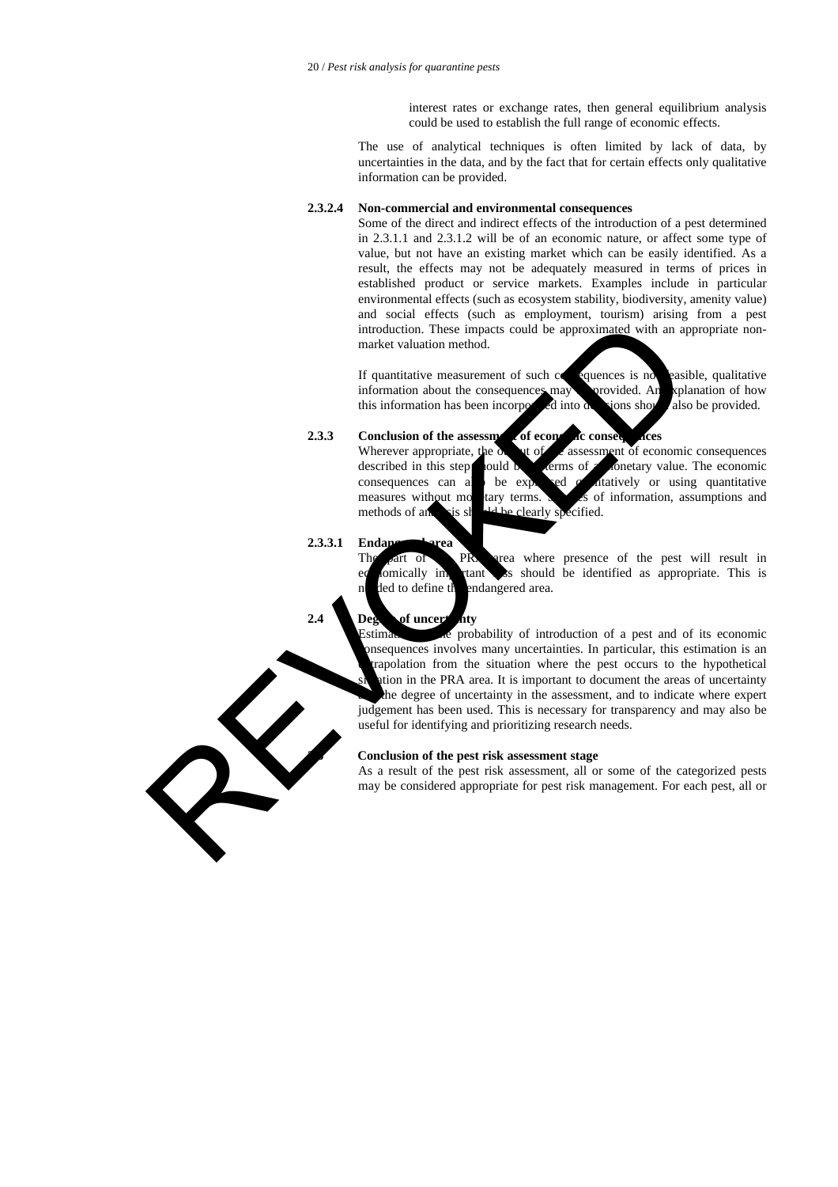interest rates or exchange rates, then general equilibrium analysis could be used to establish the full range of economic effects.

The use of analytical techniques is often limited by lack of data, by uncertainties in the data, and by the fact that for certain effects only qualitative information can be provided.

#### 2.3.2.4 Non-commercial and environmental consequences

Some of the direct and indirect effects of the introduction of a pest determined in 2.3.1.1 and 2.3.1.2 will be of an economic nature, or affect some type of value, but not have an existing market which can be easily identified. As a result, the effects may not be adequately measured in terms of prices in established product or service markets. Examples include in particular environmental effects (such as ecosystem stability, biodiversity, amenity value) and social effects (such as employment, tourism) arising from a pest introduction. These impacts could be approximated with an appropriate non-market valuation method.

If quantitative measurement of such consequences is not feasible, qualitative information about the consequences may be provided. An explanation of how this information has been incorporated into decisions should also be provided.

### 2.3.3 Conclusion of the assessment of economic consequences

Wherever appropriate, the output of the assessment of economic consequences described in this step should be in terms of a monetary value. The economic consequences can also be expressed qualitatively or using quantitative measures without monetary terms. Sources of information, assumptions and methods of analysis should be clearly specified.

#### 2.3.3.1 Endangered area

The part of the PRA area where presence of the pest will result in economically important loss should be identified as appropriate. This is needed to define the endangered area.

## 2.4 Degree of uncertainty

Estimation of the probability of introduction of a pest and of its economic consequences involves many uncertainties. In particular, this estimation is an extrapolation from the situation where the pest occurs to the hypothetical situation in the PRA area. It is important to document the areas of uncertainty and the degree of uncertainty in the assessment, and to indicate where expert judgement has been used. This is necessary for transparency and may also be useful for identifying and prioritizing research needs.

## 2.5 Conclusion of the pest risk assessment stage

As a result of the pest risk assessment, all or some of the categorized pests may be considered appropriate for pest risk management. For each pest, all or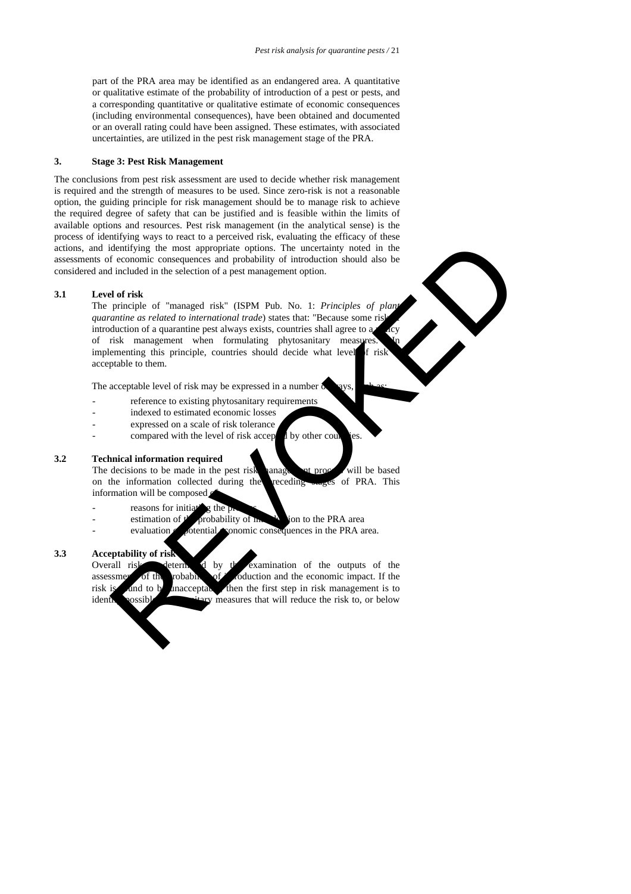part of the PRA area may be identified as an endangered area. A quantitative or qualitative estimate of the probability of introduction of a pest or pests, and a corresponding quantitative or qualitative estimate of economic consequences (including environmental consequences), have been obtained and documented or an overall rating could have been assigned. These estimates, with associated uncertainties, are utilized in the pest risk management stage of the PRA.

## 3. Stage 3: Pest Risk Management

The conclusions from pest risk assessment are used to decide whether risk management is required and the strength of measures to be used. Since zero-risk is not a reasonable option, the guiding principle for risk management should be to manage risk to achieve the required degree of safety that can be justified and is feasible within the limits of available options and resources. Pest risk management (in the analytical sense) is the process of identifying ways to react to a perceived risk, evaluating the efficacy of these actions, and identifying the most appropriate options. The uncertainty noted in the assessments of economic consequences and probability of introduction should also be considered and included in the selection of a pest management option.

### 3.1 Level of risk

The principle of "managed risk" (ISPM Pub. No. 1: *Principles of plant quarantine as related to international trade*) states that: "Because some risk of introduction of a quarantine pest always exists, countries shall agree to a policy of risk management when formulating phytosanitary measures." In implementing this principle, countries should decide what level of risk is acceptable to them.

The acceptable level of risk may be expressed in a number of ways, such as:

- reference to existing phytosanitary requirements
- indexed to estimated economic losses
- expressed on a scale of risk tolerance
- compared with the level of risk accepted by other countries.

### 3.2 Technical information required

The decisions to be made in the pest risk management process will be based on the information collected during the preceding stages of PRA. This information will be composed of:

- reasons for initiating the process
- estimation of the probability of introduction to the PRA area
- evaluation of potential economic consequences in the PRA area.

### 3.3 Acceptability of risk

Overall risk is determined by the examination of the outputs of the assessments of the probability of introduction and the economic impact. If the risk is found to be unacceptable, then the first step in risk management is to identify possible phytosanitary measures that will reduce the risk to, or below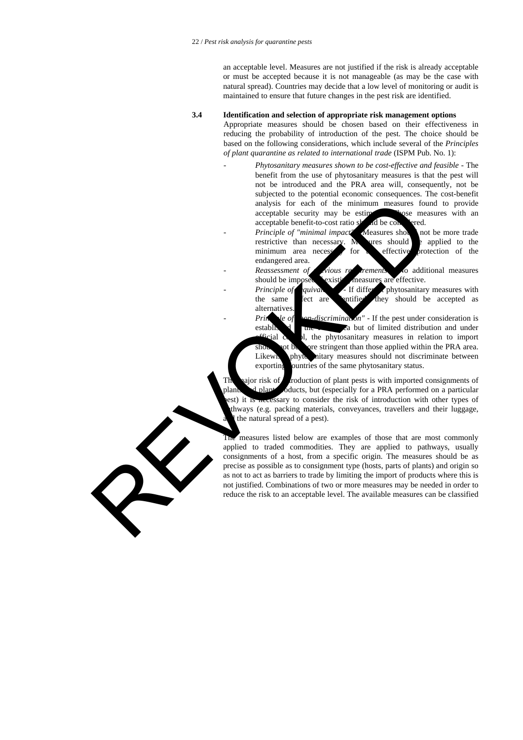an acceptable level. Measures are not justified if the risk is already acceptable or must be accepted because it is not manageable (as may be the case with natural spread). Countries may decide that a low level of monitoring or audit is maintained to ensure that future changes in the pest risk are identified.

### 3.4 Identification and selection of appropriate risk management options

Appropriate measures should be chosen based on their effectiveness in reducing the probability of introduction of the pest. The choice should be based on the following considerations, which include several of the *Principles of plant quarantine as related to international trade* (ISPM Pub. No. 1):

- *Phytosanitary measures shown to be cost-effective and feasible* - The benefit from the use of phytosanitary measures is that the pest will not be introduced and the PRA area will, consequently, not be subjected to the potential economic consequences. The cost-benefit analysis for each of the minimum measures found to provide acceptable security may be estimated. Those measures with an acceptable benefit-to-cost ratio should be considered.
- *Principle of "minimal impact"* - Measures should not be more trade restrictive than necessary. Measures should be applied to the minimum area necessary for the effective protection of the endangered area.
- *Reassessment of previous requirements* - No additional measures should be imposed if existing measures are effective.
- *Principle of "equivalence"* - If different phytosanitary measures with the same effect are identified, they should be accepted as alternatives.
- *Principle of "non-discrimination"* - If the pest under consideration is established in the PRA area but of limited distribution and under official control, the phytosanitary measures in relation to import should not be more stringent than those applied within the PRA area. Likewise, phytosanitary measures should not discriminate between exporting countries of the same phytosanitary status.

The major risk of introduction of plant pests is with imported consignments of plants and plant products, but (especially for a PRA performed on a particular pest) it is necessary to consider the risk of introduction with other types of pathways (e.g. packing materials, conveyances, travellers and their luggage, and the natural spread of a pest).

The measures listed below are examples of those that are most commonly applied to traded commodities. They are applied to pathways, usually consignments of a host, from a specific origin. The measures should be as precise as possible as to consignment type (hosts, parts of plants) and origin so as not to act as barriers to trade by limiting the import of products where this is not justified. Combinations of two or more measures may be needed in order to reduce the risk to an acceptable level. The available measures can be classified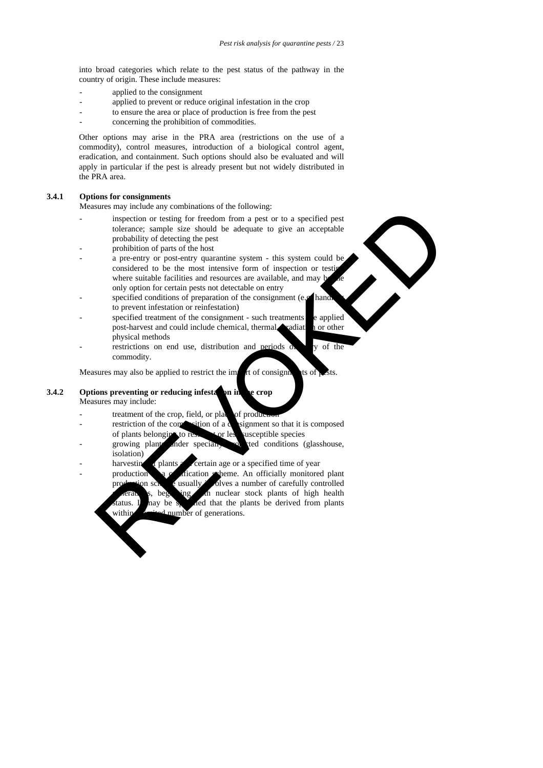into broad categories which relate to the pest status of the pathway in the country of origin. These include measures:

- applied to the consignment
- applied to prevent or reduce original infestation in the crop
- to ensure the area or place of production is free from the pest
- concerning the prohibition of commodities.

Other options may arise in the PRA area (restrictions on the use of a commodity), control measures, introduction of a biological control agent, eradication, and containment. Such options should also be evaluated and will apply in particular if the pest is already present but not widely distributed in the PRA area.

### 3.4.1 Options for consignments

Measures may include any combinations of the following:

- inspection or testing for freedom from a pest or to a specified pest tolerance; sample size should be adequate to give an acceptable probability of detecting the pest
- prohibition of parts of the host
- a pre-entry or post-entry quarantine system - this system could be considered to be the most intensive form of inspection or testing where suitable facilities and resources are available, and may be the only option for certain pests not detectable on entry
- specified conditions of preparation of the consignment (e.g. handling to prevent infestation or reinfestation)
- specified treatment of the consignment - such treatments are applied post-harvest and could include chemical, thermal, irradiation or other physical methods
- restrictions on end use, distribution and periods of entry of the commodity.

Measures may also be applied to restrict the import of consignments of pests.

### 3.4.2 Options preventing or reducing infestation in the crop

Measures may include:

- treatment of the crop, field, or place of production
- restriction of the composition of a consignment so that it is composed of plants belonging to resistant or less susceptible species
- growing plants under specially protected conditions (glasshouse, isolation)
- harvesting of plants at a certain age or a specified time of year
- production in a certification scheme. An officially monitored plant production scheme usually involves a number of carefully controlled generations, beginning with nuclear stock plants of high health status. It may be specified that the plants be derived from plants within a limited number of generations.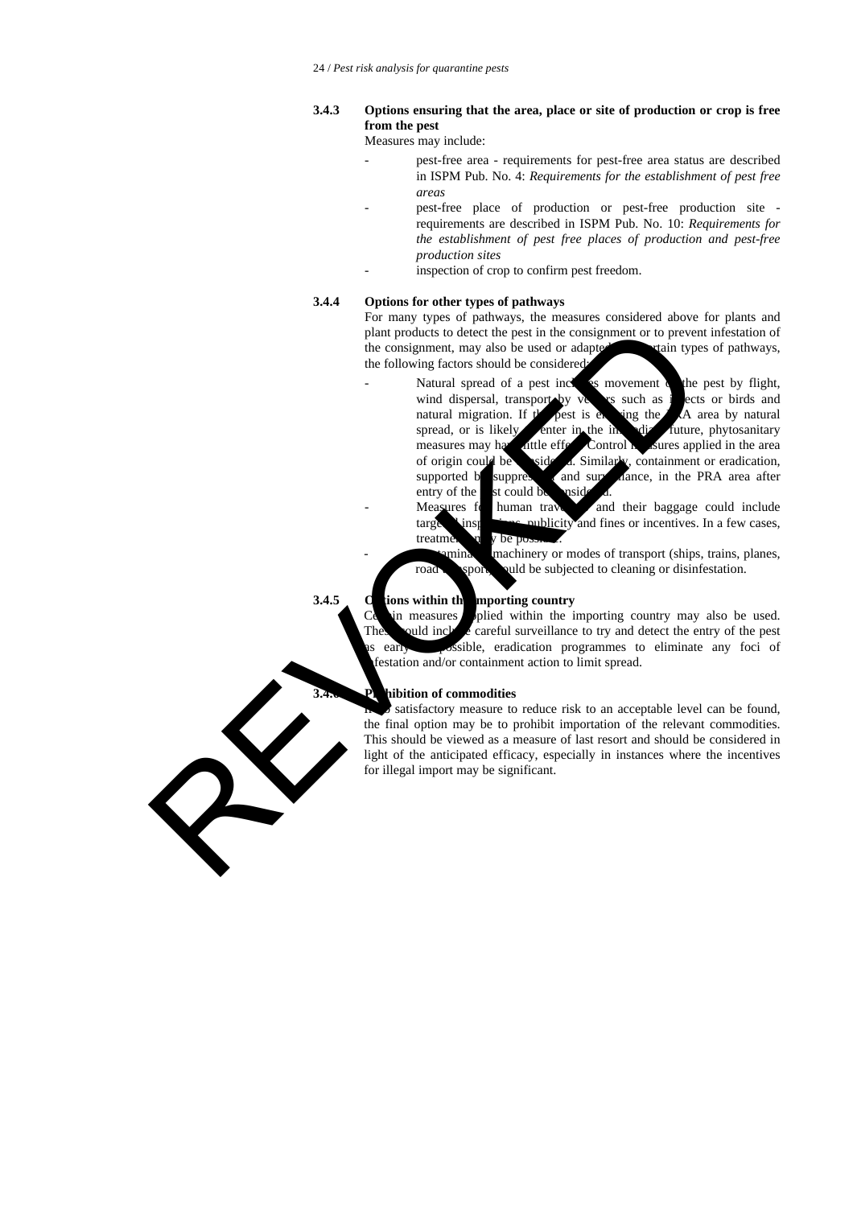### 3.4.3 Options ensuring that the area, place or site of production or crop is free from the pest

Measures may include:

- pest-free area - requirements for pest-free area status are described in ISPM Pub. No. 4: *Requirements for the establishment of pest free areas*
- pest-free place of production or pest-free production site - requirements are described in ISPM Pub. No. 10: *Requirements for the establishment of pest free places of production and pest-free production sites*
- inspection of crop to confirm pest freedom.

### 3.4.4 Options for other types of pathways

For many types of pathways, the measures considered above for plants and plant products to detect the pest in the consignment or to prevent infestation of the consignment, may also be used or adapted. For certain types of pathways, the following factors should be considered:

- Natural spread of a pest includes movement of the pest by flight, wind dispersal, transport by vectors such as insects or birds and natural migration. If the pest is entering the PRA area by natural spread, or is likely to enter in the immediate future, phytosanitary measures may have little effect. Control measures applied in the area of origin could be considered. Similarly, containment or eradication, supported by suppression and surveillance, in the PRA area after entry of the pest could be considered.
- Measures for human travellers and their baggage could include targeted inspections, publicity and fines or incentives. In a few cases, treatments may be possible.
- Contaminated machinery or modes of transport (ships, trains, planes, road transport) could be subjected to cleaning or disinfestation.

### 3.4.5 Options within the importing country

Certain measures applied within the importing country may also be used. These could include careful surveillance to try and detect the entry of the pest as early as possible, eradication programmes to eliminate any foci of infestation and/or containment action to limit spread.

### 3.4.6 Prohibition of commodities

If no satisfactory measure to reduce risk to an acceptable level can be found, the final option may be to prohibit importation of the relevant commodities. This should be viewed as a measure of last resort and should be considered in light of the anticipated efficacy, especially in instances where the incentives for illegal import may be significant.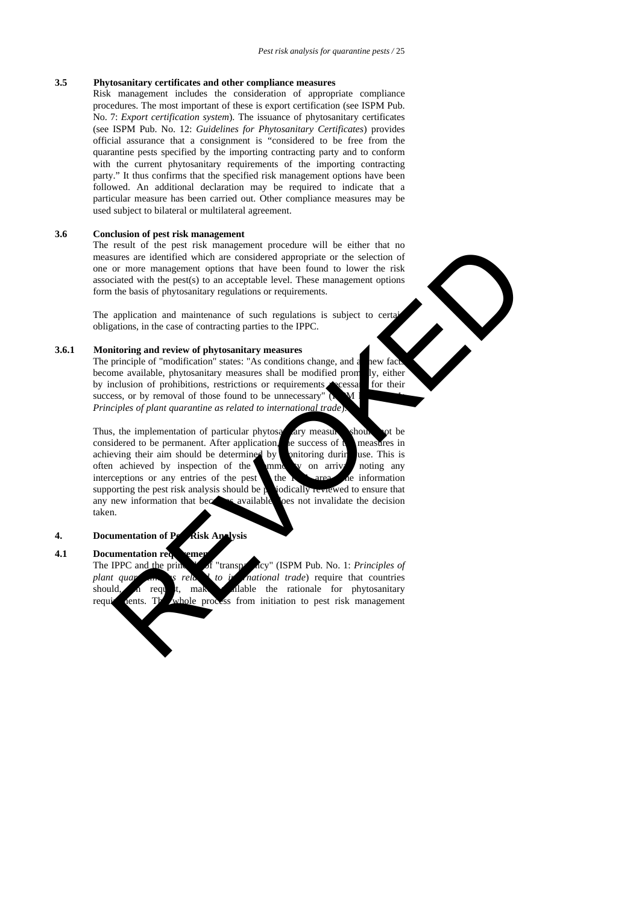### 3.5 Phytosanitary certificates and other compliance measures

Risk management includes the consideration of appropriate compliance procedures. The most important of these is export certification (see ISPM Pub. No. 7: *Export certification system*). The issuance of phytosanitary certificates (see ISPM Pub. No. 12: *Guidelines for Phytosanitary Certificates*) provides official assurance that a consignment is "considered to be free from the quarantine pests specified by the importing contracting party and to conform with the current phytosanitary requirements of the importing contracting party." It thus confirms that the specified risk management options have been followed. An additional declaration may be required to indicate that a particular measure has been carried out. Other compliance measures may be used subject to bilateral or multilateral agreement.

### 3.6 Conclusion of pest risk management

The result of the pest risk management procedure will be either that no measures are identified which are considered appropriate or the selection of one or more management options that have been found to lower the risk associated with the pest(s) to an acceptable level. These management options form the basis of phytosanitary regulations or requirements.

The application and maintenance of such regulations is subject to certain obligations, in the case of contracting parties to the IPPC.

#### 3.6.1 Monitoring and review of phytosanitary measures

The principle of "modification" states: "As conditions change, and as new facts become available, phytosanitary measures shall be modified promptly, either by inclusion of prohibitions, restrictions or requirements necessary for their success, or by removal of those found to be unnecessary" (ISPM Pub. No. 1: *Principles of plant quarantine as related to international trade*).

Thus, the implementation of particular phytosanitary measures should not be considered to be permanent. After application, the success of the measures in achieving their aim should be determined by monitoring during use. This is often achieved by inspection of the commodity on arrival, noting any interceptions or any entries of the pest to the PRA area. The information supporting the pest risk analysis should be periodically reviewed to ensure that any new information that becomes available does not invalidate the decision taken.

## 4. Documentation of Pest Risk Analysis

### 4.1 Documentation requirements

The IPPC and the principle of "transparency" (ISPM Pub. No. 1: *Principles of plant quarantine as related to international trade*) require that countries should, on request, make available the rationale for phytosanitary requirements. The whole process from initiation to pest risk management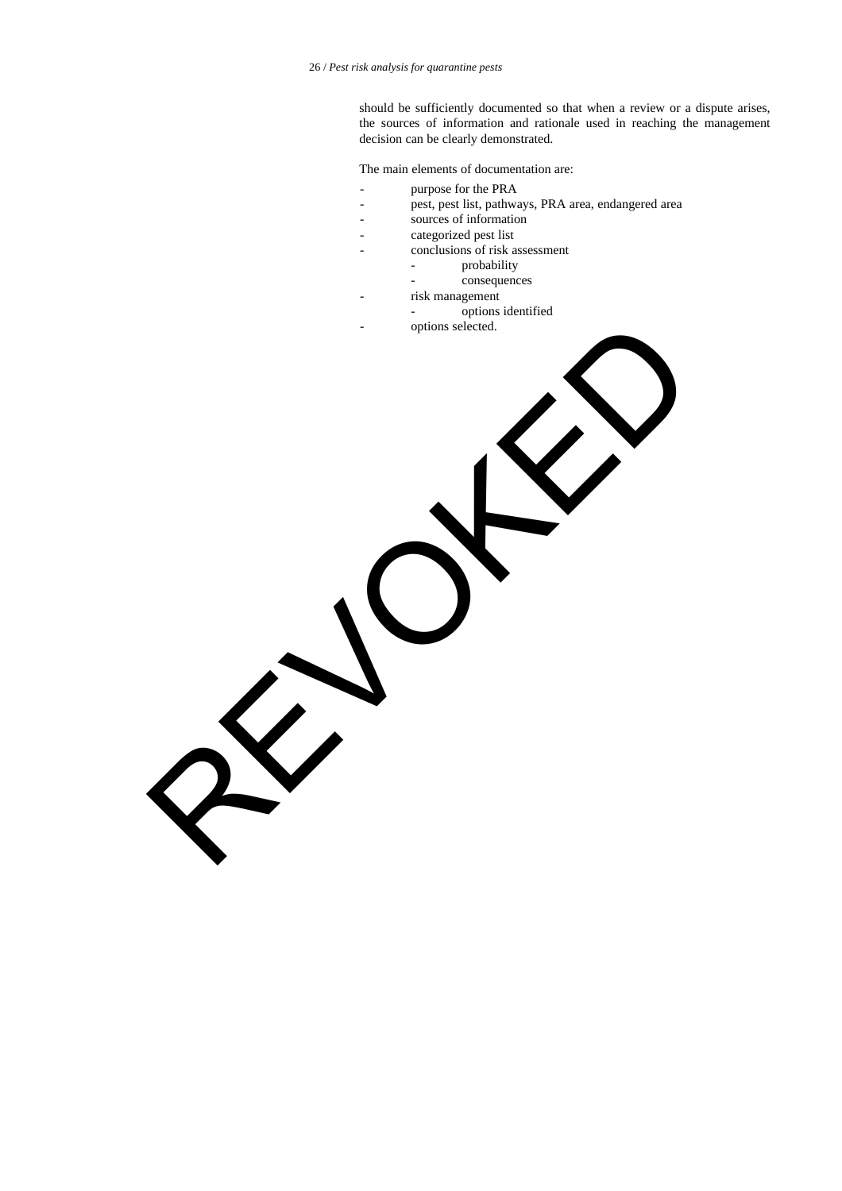should be sufficiently documented so that when a review or a dispute arises, the sources of information and rationale used in reaching the management decision can be clearly demonstrated.

The main elements of documentation are:

- purpose for the PRA
- pest, pest list, pathways, PRA area, endangered area
- sources of information
- categorized pest list
- conclusions of risk assessment
  - probability
  - consequences
- risk management
  - options identified
- options selected.

REVOKED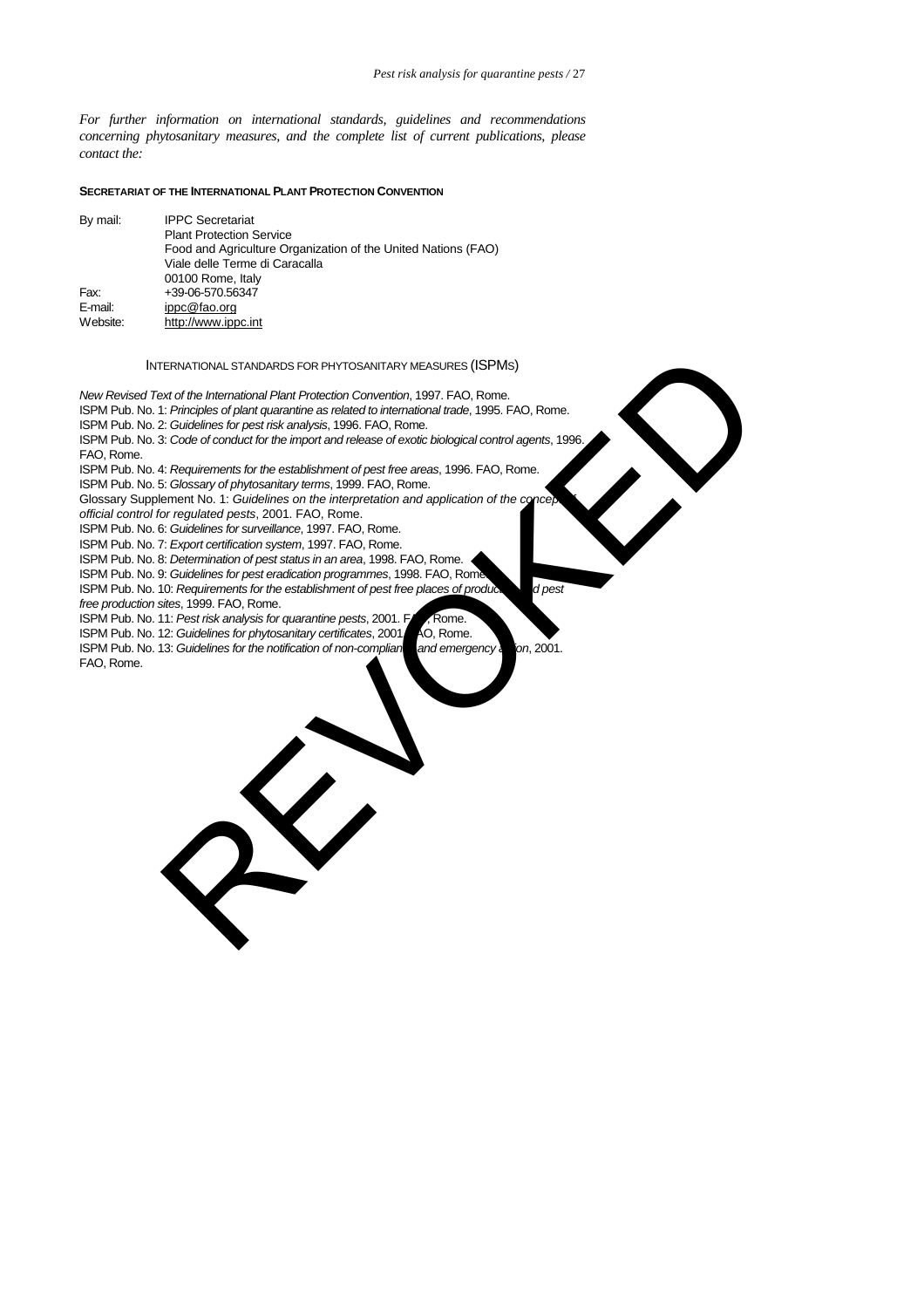*For further information on international standards, guidelines and recommendations concerning phytosanitary measures, and the complete list of current publications, please contact the:*

**SECRETARIAT OF THE INTERNATIONAL PLANT PROTECTION CONVENTION**

| | |
|---|---|
| By mail: | IPPC Secretariat<br>Plant Protection Service<br>Food and Agriculture Organization of the United Nations (FAO)<br>Viale delle Terme di Caracalla<br>00100 Rome, Italy |
| Fax: | +39-06-570.56347 |
| E-mail: | ippc@fao.org |
| Website: | http://www.ippc.int |

INTERNATIONAL STANDARDS FOR PHYTOSANITARY MEASURES (ISPMS)

*New Revised Text of the International Plant Protection Convention*, 1997. FAO, Rome.

ISPM Pub. No. 1: *Principles of plant quarantine as related to international trade*, 1995. FAO, Rome.

ISPM Pub. No. 2: *Guidelines for pest risk analysis*, 1996. FAO, Rome.

ISPM Pub. No. 3: *Code of conduct for the import and release of exotic biological control agents*, 1996. FAO, Rome.

ISPM Pub. No. 4: *Requirements for the establishment of pest free areas*, 1996. FAO, Rome.

ISPM Pub. No. 5: *Glossary of phytosanitary terms*, 1999. FAO, Rome.

Glossary Supplement No. 1: *Guidelines on the interpretation and application of the concept of official control for regulated pests*, 2001. FAO, Rome.

ISPM Pub. No. 6: *Guidelines for surveillance*, 1997. FAO, Rome.

ISPM Pub. No. 7: *Export certification system*, 1997. FAO, Rome.

ISPM Pub. No. 8: *Determination of pest status in an area*, 1998. FAO, Rome.

ISPM Pub. No. 9: *Guidelines for pest eradication programmes*, 1998. FAO, Rome.

ISPM Pub. No. 10: *Requirements for the establishment of pest free places of production and pest free production sites*, 1999. FAO, Rome.

ISPM Pub. No. 11: *Pest risk analysis for quarantine pests*, 2001. FAO, Rome.

ISPM Pub. No. 12: *Guidelines for phytosanitary certificates*, 2001. FAO, Rome.

ISPM Pub. No. 13: *Guidelines for the notification of non-compliance and emergency action*, 2001. FAO, Rome.

REVOKED